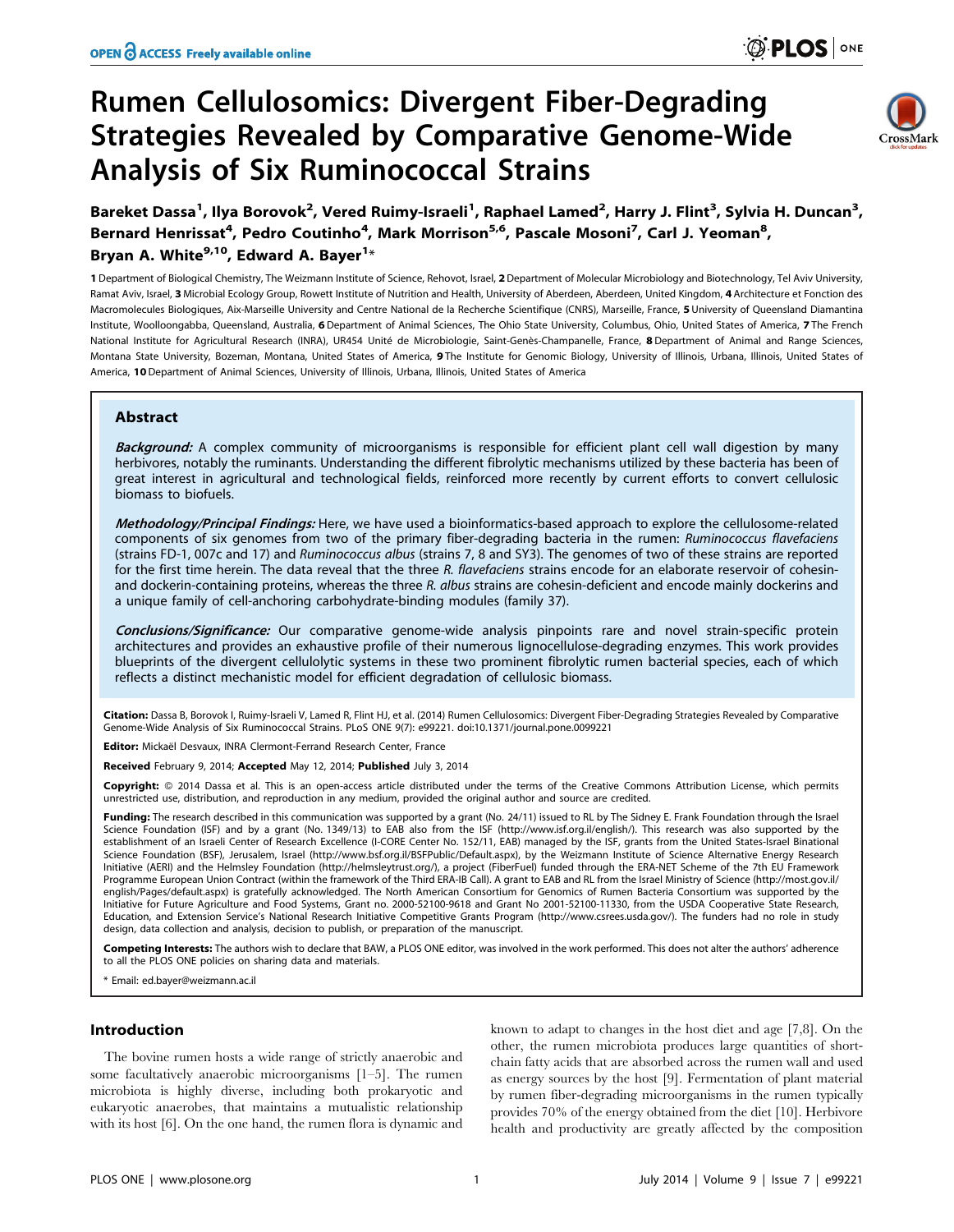# Rumen Cellulosomics: Divergent Fiber-Degrading Strategies Revealed by Comparative Genome-Wide Analysis of Six Ruminococcal Strains

**Bareket Dassa[1], Ilya Borovok[2], Vered Ruimy-Israeli[1], Raphael Lamed[2], Harry J. Flint[3], Sylvia H. Duncan[3], Bernard Henrissat[4], Pedro Coutinho[4], Mark Morrison[5,6], Pascale Mosoni[7], Carl J. Yeoman[8], Bryan A. White[9,10], Edward A. Bayer[1]***

1 Department of Biological Chemistry, The Weizmann Institute of Science, Rehovot, Israel, 2 Department of Molecular Microbiology and Biotechnology, Tel Aviv University, Ramat Aviv, Israel, 3 Microbial Ecology Group, Rowett Institute of Nutrition and Health, University of Aberdeen, Aberdeen, United Kingdom, 4 Architecture et Fonction des Macromolecules Biologiques, Aix-Marseille University and Centre National de la Recherche Scientifique (CNRS), Marseille, France, 5 University of Queensland Diamantina Institute, Woolloongabba, Queensland, Australia, 6 Department of Animal Sciences, The Ohio State University, Columbus, Ohio, United States of America, 7 The French National Institute for Agricultural Research (INRA), UR454 Unité de Microbiologie, Saint-Genès-Champanelle, France, 8 Department of Animal and Range Sciences, Montana State University, Bozeman, Montana, United States of America, 9 The Institute for Genomic Biology, University of Illinois, Urbana, Illinois, United States of America, 10 Department of Animal Sciences, University of Illinois, Urbana, Illinois, United States of America

## Abstract

***Background:*** A complex community of microorganisms is responsible for efficient plant cell wall digestion by many herbivores, notably the ruminants. Understanding the different fibrolytic mechanisms utilized by these bacteria has been of great interest in agricultural and technological fields, reinforced more recently by current efforts to convert cellulosic biomass to biofuels.

***Methodology/Principal Findings:*** Here, we have used a bioinformatics-based approach to explore the cellulosome-related components of six genomes from two of the primary fiber-degrading bacteria in the rumen: *Ruminococcus flavefaciens* (strains FD-1, 007c and 17) and *Ruminococcus albus* (strains 7, 8 and SY3). The genomes of two of these strains are reported for the first time herein. The data reveal that the three *R. flavefaciens* strains encode for an elaborate reservoir of cohesin- and dockerin-containing proteins, whereas the three *R. albus* strains are cohesin-deficient and encode mainly dockerins and a unique family of cell-anchoring carbohydrate-binding modules (family 37).

***Conclusions/Significance:*** Our comparative genome-wide analysis pinpoints rare and novel strain-specific protein architectures and provides an exhaustive profile of their numerous lignocellulose-degrading enzymes. This work provides blueprints of the divergent cellulolytic systems in these two prominent fibrolytic rumen bacterial species, each of which reflects a distinct mechanistic model for efficient degradation of cellulosic biomass.

**Citation:** Dassa B, Borovok I, Ruimy-Israeli V, Lamed R, Flint HJ, et al. (2014) Rumen Cellulosomics: Divergent Fiber-Degrading Strategies Revealed by Comparative Genome-Wide Analysis of Six Ruminococcal Strains. PLoS ONE 9(7): e99221. doi:10.1371/journal.pone.0099221

**Editor:** Mickaël Desvaux, INRA Clermont-Ferrand Research Center, France

**Received** February 9, 2014; **Accepted** May 12, 2014; **Published** July 3, 2014

**Copyright:** © 2014 Dassa et al. This is an open-access article distributed under the terms of the Creative Commons Attribution License, which permits unrestricted use, distribution, and reproduction in any medium, provided the original author and source are credited.

**Funding:** The research described in this communication was supported by a grant (No. 24/11) issued to RL by The Sidney E. Frank Foundation through the Israel Science Foundation (ISF) and by a grant (No. 1349/13) to EAB also from the ISF (http://www.isf.org.il/english/). This research was also supported by the establishment of an Israeli Center of Research Excellence (I-CORE Center No. 152/11, EAB) managed by the ISF, grants from the United States-Israel Binational Science Foundation (BSF), Jerusalem, Israel (http://www.bsf.org.il/BSFPublic/Default.aspx), by the Weizmann Institute of Science Alternative Energy Research Initiative (AERI) and the Helmsley Foundation (http://helmsleytrust.org/), a project (FiberFuel) funded through the ERA-NET Scheme of the 7th EU Framework Programme European Union Contract (within the framework of the Third ERA-IB Call). A grant to EAB and RL from the Israel Ministry of Science (http://most.gov.il/english/Pages/default.aspx) is gratefully acknowledged. The North American Consortium for Genomics of Rumen Bacteria Consortium was supported by the Initiative for Future Agriculture and Food Systems, Grant no. 2000-52100-9618 and Grant No 2001-52100-11330, from the USDA Cooperative State Research, Education, and Extension Service's National Research Initiative Competitive Grants Program (http://www.csrees.usda.gov/). The funders had no role in study design, data collection and analysis, decision to publish, or preparation of the manuscript.

**Competing Interests:** The authors wish to declare that BAW, a PLOS ONE editor, was involved in the work performed. This does not alter the authors' adherence to all the PLOS ONE policies on sharing data and materials.

* Email: ed.bayer@weizmann.ac.il

## Introduction

The bovine rumen hosts a wide range of strictly anaerobic and some facultatively anaerobic microorganisms [1–5]. The rumen microbiota is highly diverse, including both prokaryotic and eukaryotic anaerobes, that maintains a mutualistic relationship with its host [6]. On the one hand, the rumen flora is dynamic and known to adapt to changes in the host diet and age [7,8]. On the other, the rumen microbiota produces large quantities of short-chain fatty acids that are absorbed across the rumen wall and used as energy sources by the host [9]. Fermentation of plant material by rumen fiber-degrading microorganisms in the rumen typically provides 70% of the energy obtained from the diet [10]. Herbivore health and productivity are greatly affected by the composition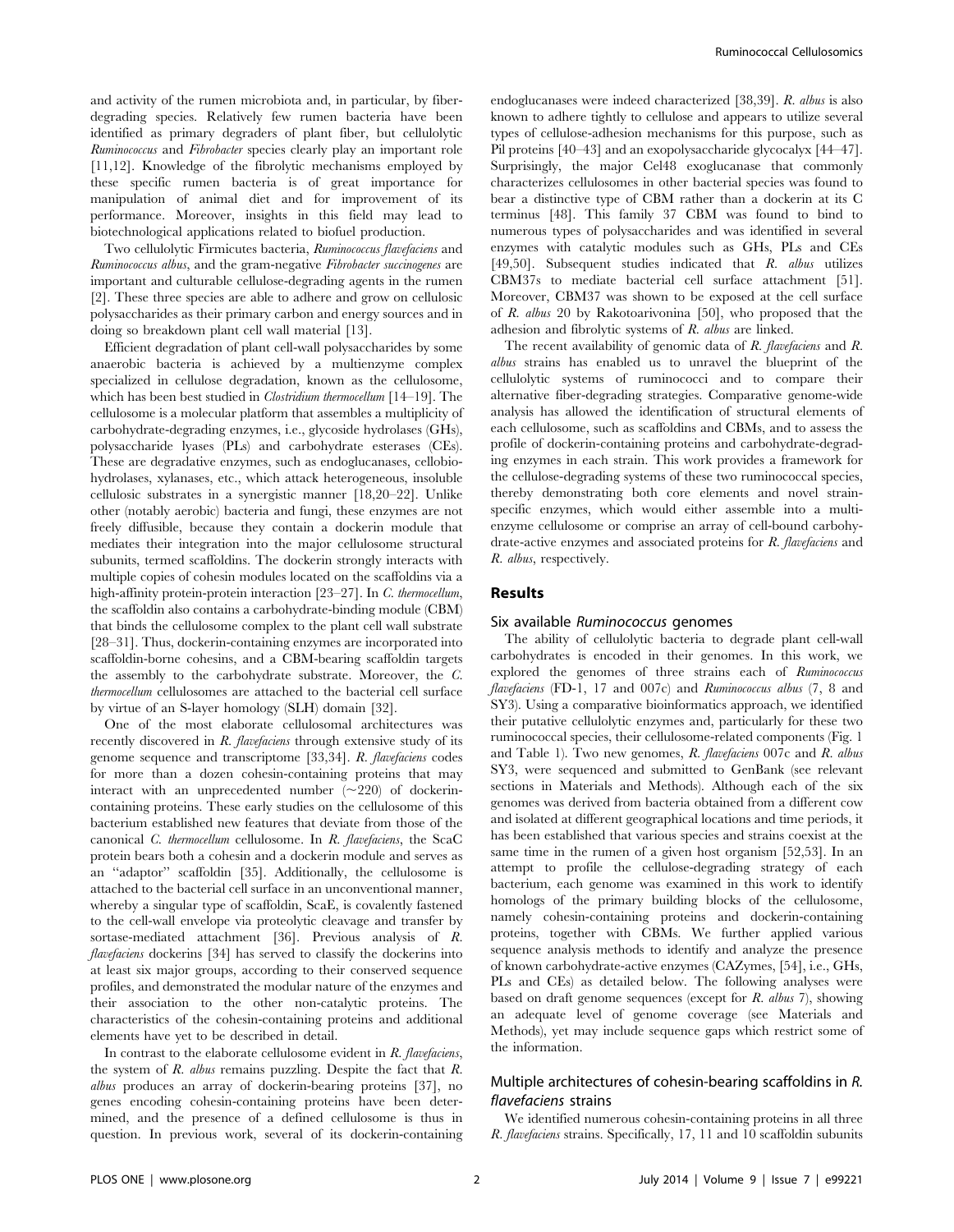and activity of the rumen microbiota and, in particular, by fiber-degrading species. Relatively few rumen bacteria have been identified as primary degraders of plant fiber, but cellulolytic *Ruminococcus* and *Fibrobacter* species clearly play an important role [11,12]. Knowledge of the fibrolytic mechanisms employed by these specific rumen bacteria is of great importance for manipulation of animal diet and for improvement of its performance. Moreover, insights in this field may lead to biotechnological applications related to biofuel production.

Two cellulolytic Firmicutes bacteria, *Ruminococcus flavefaciens* and *Ruminococcus albus*, and the gram-negative *Fibrobacter succinogenes* are important and culturable cellulose-degrading agents in the rumen [2]. These three species are able to adhere and grow on cellulosic polysaccharides as their primary carbon and energy sources and in doing so breakdown plant cell wall material [13].

Efficient degradation of plant cell-wall polysaccharides by some anaerobic bacteria is achieved by a multienzyme complex specialized in cellulose degradation, known as the cellulosome, which has been best studied in *Clostridium thermocellum* [14–19]. The cellulosome is a molecular platform that assembles a multiplicity of carbohydrate-degrading enzymes, i.e., glycoside hydrolases (GHs), polysaccharide lyases (PLs) and carbohydrate esterases (CEs). These are degradative enzymes, such as endoglucanases, cellobiohydrolases, xylanases, etc., which attack heterogeneous, insoluble cellulosic substrates in a synergistic manner [18,20–22]. Unlike other (notably aerobic) bacteria and fungi, these enzymes are not freely diffusible, because they contain a dockerin module that mediates their integration into the major cellulosome structural subunits, termed scaffoldins. The dockerin strongly interacts with multiple copies of cohesin modules located on the scaffoldins via a high-affinity protein-protein interaction [23–27]. In *C. thermocellum*, the scaffoldin also contains a carbohydrate-binding module (CBM) that binds the cellulosome complex to the plant cell wall substrate [28–31]. Thus, dockerin-containing enzymes are incorporated into scaffoldin-borne cohesins, and a CBM-bearing scaffoldin targets the assembly to the carbohydrate substrate. Moreover, the *C. thermocellum* cellulosomes are attached to the bacterial cell surface by virtue of an S-layer homology (SLH) domain [32].

One of the most elaborate cellulosomal architectures was recently discovered in *R. flavefaciens* through extensive study of its genome sequence and transcriptome [33,34]. *R. flavefaciens* codes for more than a dozen cohesin-containing proteins that may interact with an unprecedented number (~220) of dockerin-containing proteins. These early studies on the cellulosome of this bacterium established new features that deviate from those of the canonical *C. thermocellum* cellulosome. In *R. flavefaciens*, the ScaC protein bears both a cohesin and a dockerin module and serves as an "adaptor" scaffoldin [35]. Additionally, the cellulosome is attached to the bacterial cell surface in an unconventional manner, whereby a singular type of scaffoldin, ScaE, is covalently fastened to the cell-wall envelope via proteolytic cleavage and transfer by sortase-mediated attachment [36]. Previous analysis of *R. flavefaciens* dockerins [34] has served to classify the dockerins into at least six major groups, according to their conserved sequence profiles, and demonstrated the modular nature of the enzymes and their association to the other non-catalytic proteins. The characteristics of the cohesin-containing proteins and additional elements have yet to be described in detail.

In contrast to the elaborate cellulosome evident in *R. flavefaciens*, the system of *R. albus* remains puzzling. Despite the fact that *R. albus* produces an array of dockerin-bearing proteins [37], no genes encoding cohesin-containing proteins have been determined, and the presence of a defined cellulosome is thus in question. In previous work, several of its dockerin-containing endoglucanases were indeed characterized [38,39]. *R. albus* is also known to adhere tightly to cellulose and appears to utilize several types of cellulose-adhesion mechanisms for this purpose, such as Pil proteins [40–43] and an exopolysaccharide glycocalyx [44–47]. Surprisingly, the major Cel48 exoglucanase that commonly characterizes cellulosomes in other bacterial species was found to bear a distinctive type of CBM rather than a dockerin at its C terminus [48]. This family 37 CBM was found to bind to numerous types of polysaccharides and was identified in several enzymes with catalytic modules such as GHs, PLs and CEs [49,50]. Subsequent studies indicated that *R. albus* utilizes CBM37s to mediate bacterial cell surface attachment [51]. Moreover, CBM37 was shown to be exposed at the cell surface of *R. albus* 20 by Rakotoarivonina [50], who proposed that the adhesion and fibrolytic systems of *R. albus* are linked.

The recent availability of genomic data of *R. flavefaciens* and *R. albus* strains has enabled us to unravel the blueprint of the cellulolytic systems of ruminococci and to compare their alternative fiber-degrading strategies. Comparative genome-wide analysis has allowed the identification of structural elements of each cellulosome, such as scaffoldins and CBMs, and to assess the profile of dockerin-containing proteins and carbohydrate-degrading enzymes in each strain. This work provides a framework for the cellulose-degrading systems of these two ruminococcal species, thereby demonstrating both core elements and novel strain-specific enzymes, which would either assemble into a multi-enzyme cellulosome or comprise an array of cell-bound carbohydrate-active enzymes and associated proteins for *R. flavefaciens* and *R. albus*, respectively.

## Results

### Six available *Ruminococcus* genomes

The ability of cellulolytic bacteria to degrade plant cell-wall carbohydrates is encoded in their genomes. In this work, we explored the genomes of three strains each of *Ruminococcus flavefaciens* (FD-1, 17 and 007c) and *Ruminococcus albus* (7, 8 and SY3). Using a comparative bioinformatics approach, we identified their putative cellulolytic enzymes and, particularly for these two ruminococcal species, their cellulosome-related components (Fig. 1 and Table 1). Two new genomes, *R. flavefaciens* 007c and *R. albus* SY3, were sequenced and submitted to GenBank (see relevant sections in Materials and Methods). Although each of the six genomes was derived from bacteria obtained from a different cow and isolated at different geographical locations and time periods, it has been established that various species and strains coexist at the same time in the rumen of a given host organism [52,53]. In an attempt to profile the cellulose-degrading strategy of each bacterium, each genome was examined in this work to identify homologs of the primary building blocks of the cellulosome, namely cohesin-containing proteins and dockerin-containing proteins, together with CBMs. We further applied various sequence analysis methods to identify and analyze the presence of known carbohydrate-active enzymes (CAZymes, [54], i.e., GHs, PLs and CEs) as detailed below. The following analyses were based on draft genome sequences (except for *R. albus* 7), showing an adequate level of genome coverage (see Materials and Methods), yet may include sequence gaps which restrict some of the information.

### Multiple architectures of cohesin-bearing scaffoldins in *R. flavefaciens* strains

We identified numerous cohesin-containing proteins in all three *R. flavefaciens* strains. Specifically, 17, 11 and 10 scaffoldin subunits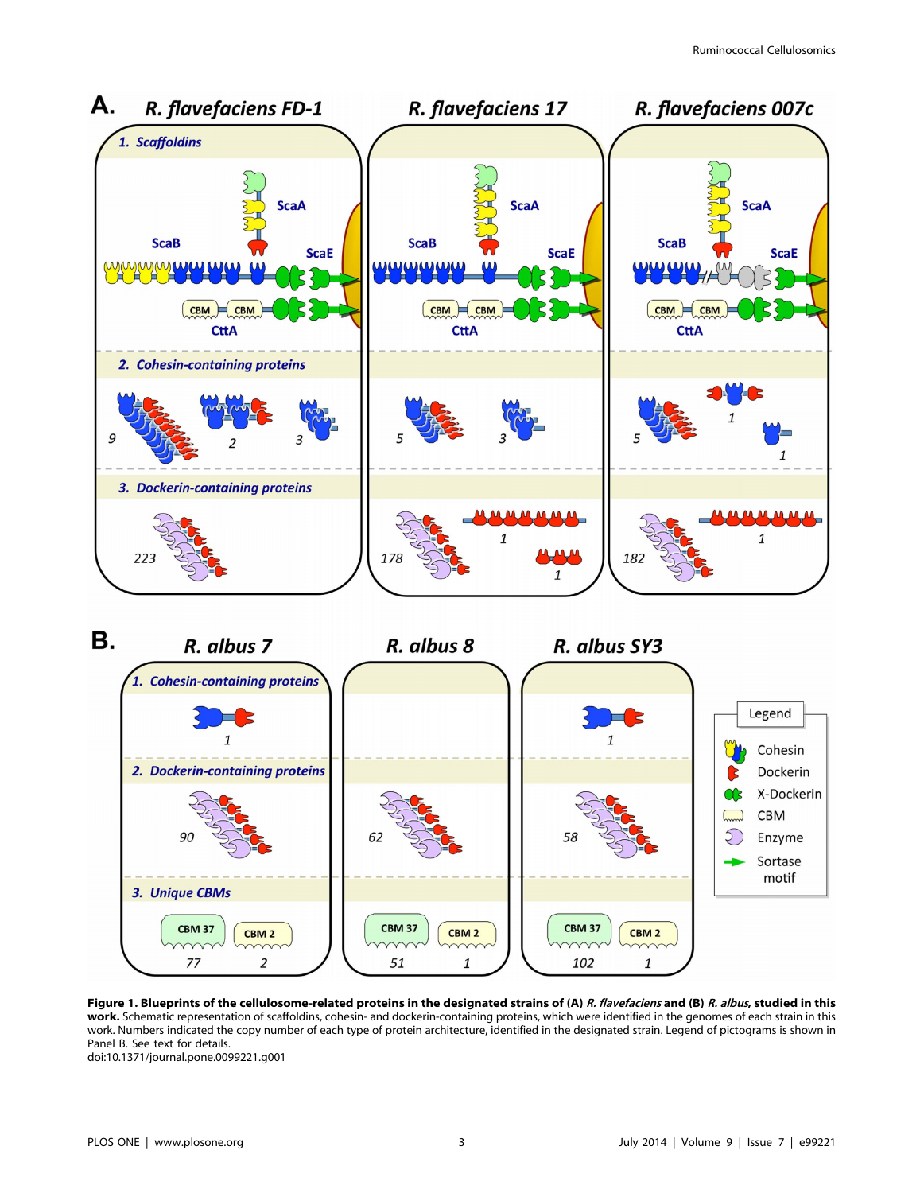**Figure 1. Blueprints of the cellulosome-related proteins in the designated strains of (A) *R. flavefaciens* and (B) *R. albus*, studied in this work.** Schematic representation of scaffoldins, cohesin- and dockerin-containing proteins, which were identified in the genomes of each strain in this work. Numbers indicated the copy number of each type of protein architecture, identified in the designated strain. Legend of pictograms is shown in Panel B. See text for details.
doi:10.1371/journal.pone.0099221.g001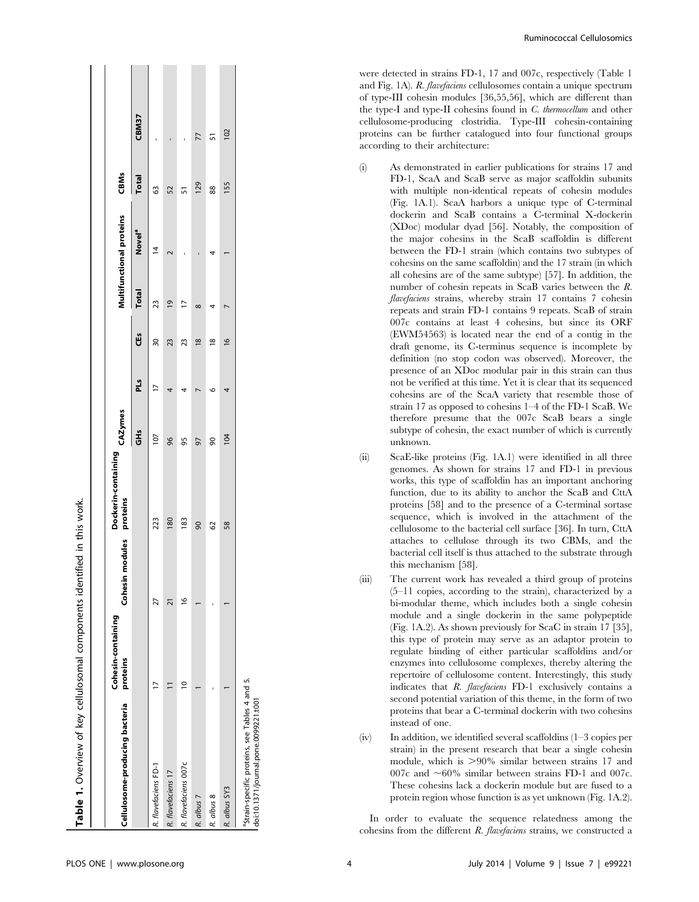**Table 1.** Overview of key cellulosomal components identified in this work.

| Cellulosome-producing bacteria | Cohesin-containing proteins | Cohesin modules | Dockerin-containing proteins | CAZymes | | | Multifunctional proteins | | CBMs | |
|---|---|---|---|---|---|---|---|---|---|---|
| | | | | GHs | PLs | CEs | Total | Novel[a] | Total | CBM37 |
| *R. flavefaciens* FD-1 | 17 | 27 | 223 | 107 | 17 | 30 | 23 | 14 | 63 | - |
| *R. flavefaciens* 17 | 11 | 21 | 180 | 96 | 4 | 23 | 19 | 2 | 52 | - |
| *R. flavefaciens* 007c | 10 | 16 | 183 | 95 | 4 | 23 | 17 | - | 51 | - |
| *R. albus* 7 | 1 | 1 | 90 | 97 | 7 | 18 | 8 | - | 129 | 77 |
| *R. albus* 8 | - | - | 62 | 90 | 6 | 18 | 4 | 4 | 88 | 51 |
| *R. albus* SY3 | 1 | 1 | 58 | 104 | 4 | 16 | 7 | 1 | 155 | 102 |

[a]Strain-specific proteins, see Tables 4 and 5.
doi:10.1371/journal.pone.0099221.t001

were detected in strains FD-1, 17 and 007c, respectively (Table 1 and Fig. 1A). *R. flavefaciens* cellulosomes contain a unique spectrum of type-III cohesin modules [36,55,56], which are different than the type-I and type-II cohesins found in *C. thermocellum* and other cellulosome-producing clostridia. Type-III cohesin-containing proteins can be further catalogued into four functional groups according to their architecture:

(i) As demonstrated in earlier publications for strains 17 and FD-1, ScaA and ScaB serve as major scaffoldin subunits with multiple non-identical repeats of cohesin modules (Fig. 1A.1). ScaA harbors a unique type of C-terminal dockerin and ScaB contains a C-terminal X-dockerin (XDoc) modular dyad [56]. Notably, the composition of the major cohesins in the ScaB scaffoldin is different between the FD-1 strain (which contains two subtypes of cohesins on the same scaffoldin) and the 17 strain (in which all cohesins are of the same subtype) [57]. In addition, the number of cohesin repeats in ScaB varies between the *R. flavefaciens* strains, whereby strain 17 contains 7 cohesin repeats and strain FD-1 contains 9 repeats. ScaB of strain 007c contains at least 4 cohesins, but since its ORF (EWM54563) is located near the end of a contig in the draft genome, its C-terminus sequence is incomplete by definition (no stop codon was observed). Moreover, the presence of an XDoc modular pair in this strain can thus not be verified at this time. Yet it is clear that its sequenced cohesins are of the ScaA variety that resemble those of strain 17 as opposed to cohesins 1–4 of the FD-1 ScaB. We therefore presume that the 007c ScaB bears a single subtype of cohesin, the exact number of which is currently unknown.

(ii) ScaE-like proteins (Fig. 1A.1) were identified in all three genomes. As shown for strains 17 and FD-1 in previous works, this type of scaffoldin has an important anchoring function, due to its ability to anchor the ScaB and CttA proteins [58] and to the presence of a C-terminal sortase sequence, which is involved in the attachment of the cellulosome to the bacterial cell surface [36]. In turn, CttA attaches to cellulose through its two CBMs, and the bacterial cell itself is thus attached to the substrate through this mechanism [58].

(iii) The current work has revealed a third group of proteins (5–11 copies, according to the strain), characterized by a bi-modular theme, which includes both a single cohesin module and a single dockerin in the same polypeptide (Fig. 1A.2). As shown previously for ScaC in strain 17 [35], this type of protein may serve as an adaptor protein to regulate binding of either particular scaffoldins and/or enzymes into cellulosome complexes, thereby altering the repertoire of cellulosome content. Interestingly, this study indicates that *R. flavefaciens* FD-1 exclusively contains a second potential variation of this theme, in the form of two proteins that bear a C-terminal dockerin with two cohesins instead of one.

(iv) In addition, we identified several scaffoldins (1–3 copies per strain) in the present research that bear a single cohesin module, which is >90% similar between strains 17 and 007c and ~60% similar between strains FD-1 and 007c. These cohesins lack a dockerin module but are fused to a protein region whose function is as yet unknown (Fig. 1A.2).

In order to evaluate the sequence relatedness among the cohesins from the different *R. flavefaciens* strains, we constructed a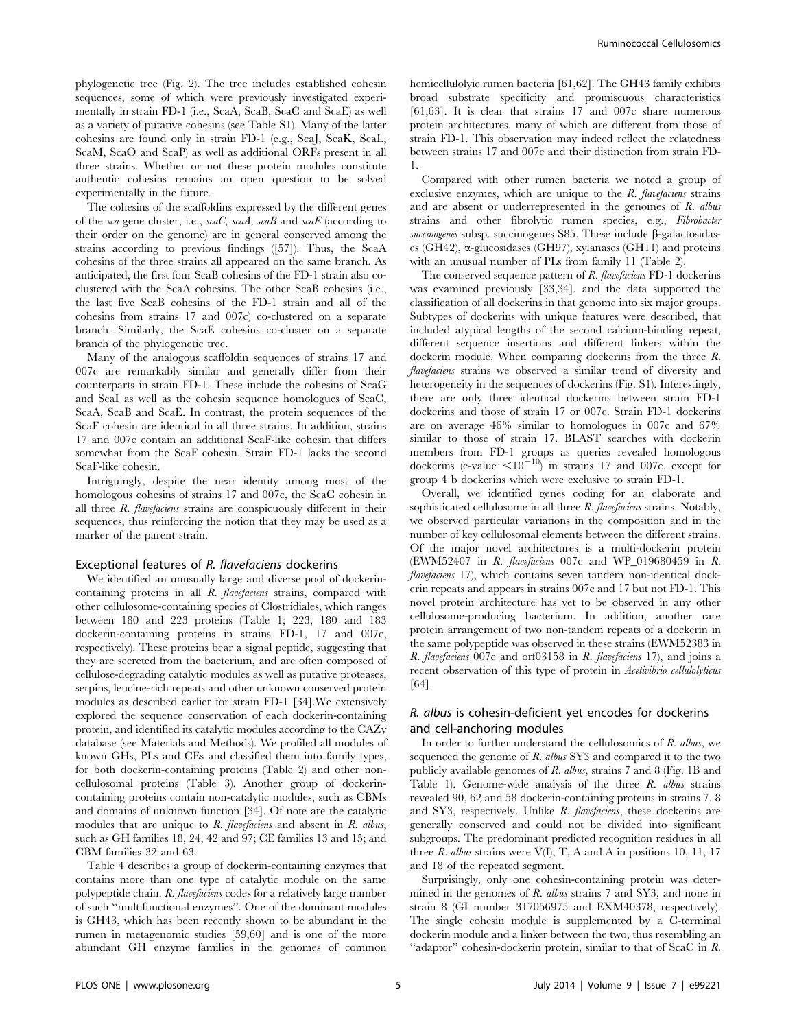phylogenetic tree (Fig. 2). The tree includes established cohesin sequences, some of which were previously investigated experimentally in strain FD-1 (i.e., ScaA, ScaB, ScaC and ScaE) as well as a variety of putative cohesins (see Table S1). Many of the latter cohesins are found only in strain FD-1 (e.g., ScaJ, ScaK, ScaL, ScaM, ScaO and ScaP) as well as additional ORFs present in all three strains. Whether or not these protein modules constitute authentic cohesins remains an open question to be solved experimentally in the future.

The cohesins of the scaffoldins expressed by the different genes of the *sca* gene cluster, i.e., *scaC, scaA, scaB* and *scaE* (according to their order on the genome) are in general conserved among the strains according to previous findings ([57]). Thus, the ScaA cohesins of the three strains all appeared on the same branch. As anticipated, the first four ScaB cohesins of the FD-1 strain also co-clustered with the ScaA cohesins. The other ScaB cohesins (i.e., the last five ScaB cohesins of the FD-1 strain and all of the cohesins from strains 17 and 007c) co-clustered on a separate branch. Similarly, the ScaE cohesins co-cluster on a separate branch of the phylogenetic tree.

Many of the analogous scaffoldin sequences of strains 17 and 007c are remarkably similar and generally differ from their counterparts in strain FD-1. These include the cohesins of ScaG and ScaI as well as the cohesin sequence homologues of ScaC, ScaA, ScaB and ScaE. In contrast, the protein sequences of the ScaF cohesin are identical in all three strains. In addition, strains 17 and 007c contain an additional ScaF-like cohesin that differs somewhat from the ScaF cohesin. Strain FD-1 lacks the second ScaF-like cohesin.

Intriguingly, despite the near identity among most of the homologous cohesins of strains 17 and 007c, the ScaC cohesin in all three *R. flavefaciens* strains are conspicuously different in their sequences, thus reinforcing the notion that they may be used as a marker of the parent strain.

## Exceptional features of *R. flavefaciens* dockerins

We identified an unusually large and diverse pool of dockerin-containing proteins in all *R. flavefaciens* strains, compared with other cellulosome-containing species of Clostridiales, which ranges between 180 and 223 proteins (Table 1; 223, 180 and 183 dockerin-containing proteins in strains FD-1, 17 and 007c, respectively). These proteins bear a signal peptide, suggesting that they are secreted from the bacterium, and are often composed of cellulose-degrading catalytic modules as well as putative proteases, serpins, leucine-rich repeats and other unknown conserved protein modules as described earlier for strain FD-1 [34].We extensively explored the sequence conservation of each dockerin-containing protein, and identified its catalytic modules according to the CAZy database (see Materials and Methods). We profiled all modules of known GHs, PLs and CEs and classified them into family types, for both dockerin-containing proteins (Table 2) and other non-cellulosomal proteins (Table 3). Another group of dockerin-containing proteins contain non-catalytic modules, such as CBMs and domains of unknown function [34]. Of note are the catalytic modules that are unique to *R. flavefaciens* and absent in *R. albus*, such as GH families 18, 24, 42 and 97; CE families 13 and 15; and CBM families 32 and 63.

Table 4 describes a group of dockerin-containing enzymes that contains more than one type of catalytic module on the same polypeptide chain. *R. flavefaciens* codes for a relatively large number of such "multifunctional enzymes". One of the dominant modules is GH43, which has been recently shown to be abundant in the rumen in metagenomic studies [59,60] and is one of the more abundant GH enzyme families in the genomes of common hemicellulolyic rumen bacteria [61,62]. The GH43 family exhibits broad substrate specificity and promiscuous characteristics [61,63]. It is clear that strains 17 and 007c share numerous protein architectures, many of which are different from those of strain FD-1. This observation may indeed reflect the relatedness between strains 17 and 007c and their distinction from strain FD-1.

Compared with other rumen bacteria we noted a group of exclusive enzymes, which are unique to the *R. flavefaciens* strains and are absent or underrepresented in the genomes of *R. albus* strains and other fibrolytic rumen species, e.g., *Fibrobacter succinogenes* subsp. succinogenes S85. These include β-galactosidases (GH42), α-glucosidases (GH97), xylanases (GH11) and proteins with an unusual number of PLs from family 11 (Table 2).

The conserved sequence pattern of *R. flavefaciens* FD-1 dockerins was examined previously [33,34], and the data supported the classification of all dockerins in that genome into six major groups. Subtypes of dockerins with unique features were described, that included atypical lengths of the second calcium-binding repeat, different sequence insertions and different linkers within the dockerin module. When comparing dockerins from the three *R. flavefaciens* strains we observed a similar trend of diversity and heterogeneity in the sequences of dockerins (Fig. S1). Interestingly, there are only three identical dockerins between strain FD-1 dockerins and those of strain 17 or 007c. Strain FD-1 dockerins are on average 46% similar to homologues in 007c and 67% similar to those of strain 17. BLAST searches with dockerin members from FD-1 groups as queries revealed homologous dockerins (e-value $<10^{-10}$) in strains 17 and 007c, except for group 4 b dockerins which were exclusive to strain FD-1.

Overall, we identified genes coding for an elaborate and sophisticated cellulosome in all three *R. flavefaciens* strains. Notably, we observed particular variations in the composition and in the number of key cellulosomal elements between the different strains. Of the major novel architectures is a multi-dockerin protein (EWM52407 in *R. flavefaciens* 007c and WP_019680459 in *R. flavefaciens* 17), which contains seven tandem non-identical dockerin repeats and appears in strains 007c and 17 but not FD-1. This novel protein architecture has yet to be observed in any other cellulosome-producing bacterium. In addition, another rare protein arrangement of two non-tandem repeats of a dockerin in the same polypeptide was observed in these strains (EWM52383 in *R. flavefaciens* 007c and orf03158 in *R. flavefaciens* 17), and joins a recent observation of this type of protein in *Acetivibrio cellulolyticus* [64].

## *R. albus* is cohesin-deficient yet encodes for dockerins and cell-anchoring modules

In order to further understand the cellulosomics of *R. albus*, we sequenced the genome of *R. albus* SY3 and compared it to the two publicly available genomes of *R. albus*, strains 7 and 8 (Fig. 1B and Table 1). Genome-wide analysis of the three *R. albus* strains revealed 90, 62 and 58 dockerin-containing proteins in strains 7, 8 and SY3, respectively. Unlike *R. flavefaciens*, these dockerins are generally conserved and could not be divided into significant subgroups. The predominant predicted recognition residues in all three *R. albus* strains were V(I), T, A and A in positions 10, 11, 17 and 18 of the repeated segment.

Surprisingly, only one cohesin-containing protein was determined in the genomes of *R. albus* strains 7 and SY3, and none in strain 8 (GI number 317056975 and EXM40378, respectively). The single cohesin module is supplemented by a C-terminal dockerin module and a linker between the two, thus resembling an "adaptor" cohesin-dockerin protein, similar to that of ScaC in *R.*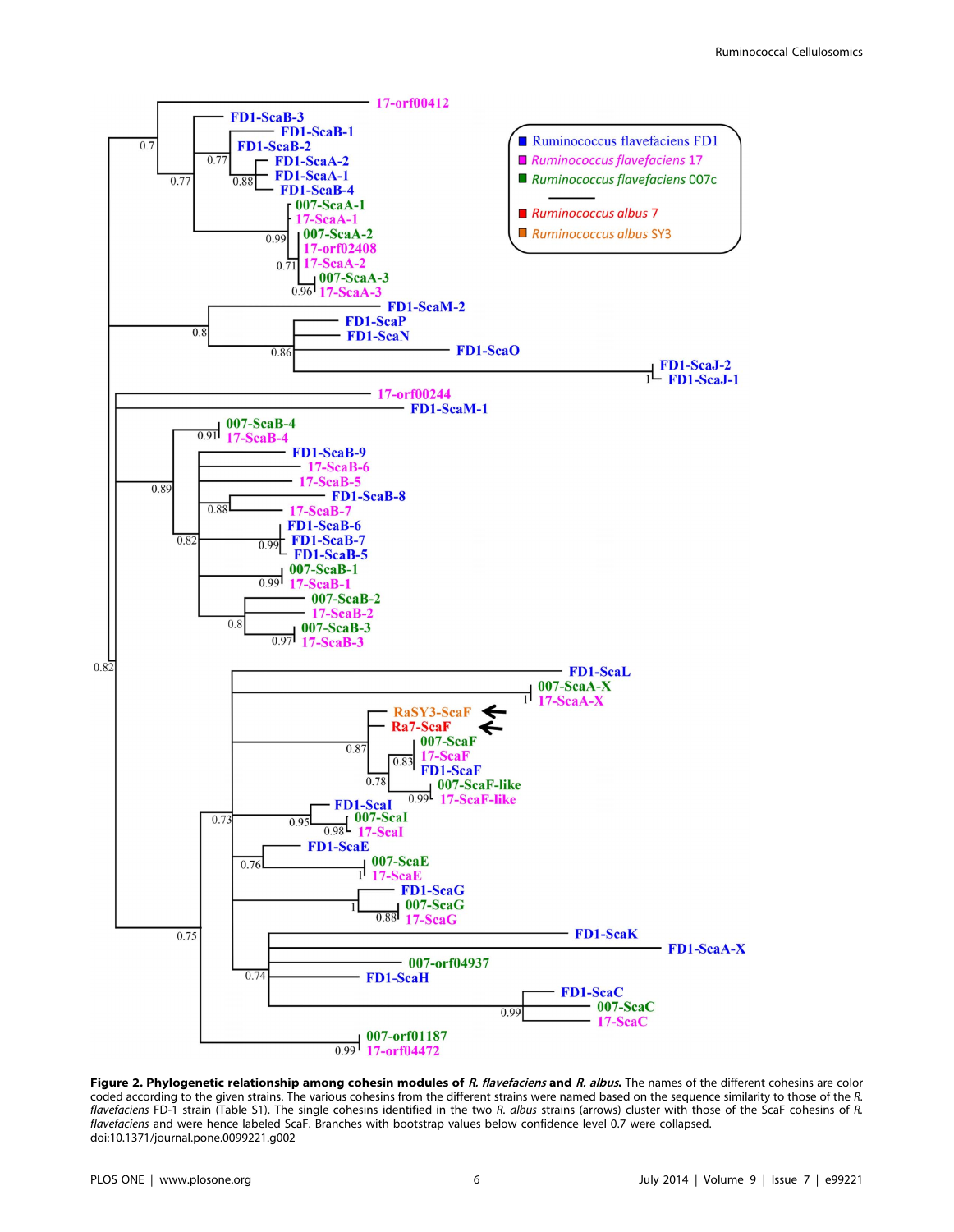**Figure 2. Phylogenetic relationship among cohesin modules of *R. flavefaciens* and *R. albus*.** The names of the different cohesins are color coded according to the given strains. The various cohesins from the different strains were named based on the sequence similarity to those of the *R. flavefaciens* FD-1 strain (Table S1). The single cohesins identified in the two *R. albus* strains (arrows) cluster with those of the ScaF cohesins of *R. flavefaciens* and were hence labeled ScaF. Branches with bootstrap values below confidence level 0.7 were collapsed.
doi:10.1371/journal.pone.0099221.g002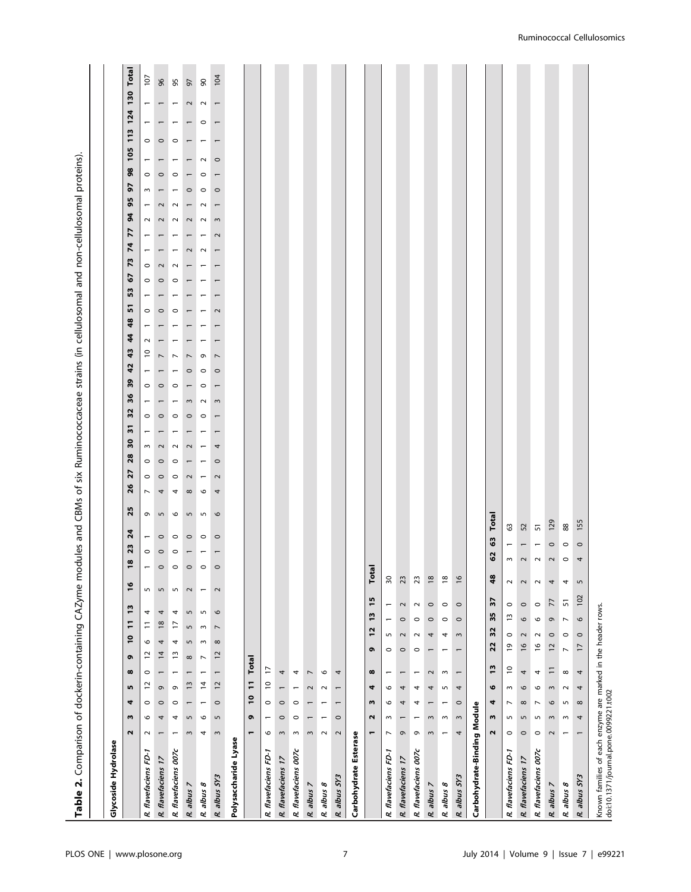**Table 2.** Comparison of dockerin-containing CAZyme modules and CBMs of six Ruminococcaceae strains (in cellulosomal and non-cellulosomal proteins).

**Glycoside Hydrolase**

| | 2 | 3 | 4 | 5 | 8 | 9 | 10 | 11 | 13 | 16 | 18 | 23 | 24 | 25 | 26 | 27 | 28 | 30 | 31 | 32 | 36 | 39 | 42 | 43 | 44 | 48 | 51 | 53 | 67 | 73 | 74 | 77 | 94 | 95 | 97 | 98 | 105 | 113 | 124 | 130 | Total |
|---|---|---|---|---|---|---|---|---|---|---|---|---|---|---|---|---|---|---|---|---|---|---|---|---|---|---|---|---|---|---|---|---|---|---|---|---|---|---|---|---|---|
| *R. flavefaciens FD-1* | 2 | 6 | 0 | 12 | 0 | 12 | 6 | 11 | 4 | 5 | 1 | 0 | 1 | 9 | 7 | 0 | 0 | 3 | 1 | 0 | 1 | 0 | 1 | 10 | 2 | 1 | 0 | 1 | 0 | 0 | 1 | 1 | 2 | 1 | 3 | 0 | 1 | 0 | 1 | 1 | 107 |
| *R. flavefaciens 17* | 1 | 4 | 0 | 9 | 1 | 14 | 4 | 18 | 4 | 5 | 0 | 0 | 0 | 5 | 4 | 0 | 0 | 2 | 1 | 0 | 1 | 0 | 1 | 7 | 1 | 1 | 0 | 1 | 0 | 2 | 1 | 1 | 2 | 2 | 1 | 0 | 1 | 0 | 1 | 1 | 96 |
| *R. flavefaciens 007c* | 1 | 4 | 0 | 9 | 1 | 13 | 4 | 17 | 4 | 5 | 0 | 0 | 0 | 6 | 4 | 0 | 0 | 2 | 1 | 0 | 1 | 0 | 1 | 7 | 1 | 1 | 0 | 1 | 0 | 2 | 1 | 1 | 2 | 2 | 1 | 0 | 1 | 0 | 1 | 1 | 95 |
| *R. albus 7* | 3 | 5 | 1 | 13 | 1 | 8 | 5 | 5 | 5 | 2 | 0 | 1 | 0 | 5 | 8 | 2 | 1 | 2 | 1 | 0 | 3 | 1 | 0 | 7 | 1 | 1 | 1 | 1 | 1 | 1 | 2 | 1 | 2 | 1 | 0 | 1 | 1 | 1 | 1 | 2 | 97 |
| *R. albus 8* | 4 | 6 | 1 | 14 | 1 | 7 | 3 | 3 | 5 | 1 | 0 | 1 | 0 | 5 | 6 | 1 | 1 | 1 | 1 | 0 | 2 | 0 | 0 | 9 | 1 | 1 | 1 | 1 | 1 | 1 | 2 | 1 | 2 | 2 | 0 | 0 | 2 | 1 | 0 | 2 | 90 |
| *R. albus SY3* | 3 | 5 | 0 | 12 | 1 | 12 | 8 | 7 | 6 | 2 | 0 | 1 | 0 | 6 | 4 | 2 | 0 | 4 | 1 | 1 | 3 | 1 | 0 | 7 | 1 | 1 | 2 | 1 | 1 | 1 | 1 | 2 | 3 | 1 | 0 | 1 | 0 | 1 | 1 | 1 | 104 |

**Polysaccharide Lyase**

| | 1 | 9 | 10 | 11 | Total |
|---|---|---|---|---|---|
| *R. flavefaciens FD-1* | 6 | 1 | 0 | 10 | 17 |
| *R. flavefaciens 17* | 3 | 0 | 0 | 1 | 4 |
| *R. flavefaciens 007c* | 3 | 0 | 0 | 1 | 4 |
| *R. albus 7* | 3 | 1 | 1 | 2 | 7 |
| *R. albus 8* | 2 | 1 | 1 | 2 | 6 |
| *R. albus SY3* | 2 | 0 | 1 | 1 | 4 |

**Carbohydrate Esterase**

| | 1 | 2 | 3 | 4 | 8 | 9 | 12 | 13 | 15 | Total |
|---|---|---|---|---|---|---|---|---|---|---|
| *R. flavefaciens FD-1* | 7 | 3 | 6 | 6 | 1 | 0 | 5 | 1 | 1 | 30 |
| *R. flavefaciens 17* | 9 | 1 | 4 | 4 | 1 | 0 | 2 | 0 | 2 | 23 |
| *R. flavefaciens 007c* | 9 | 1 | 4 | 4 | 1 | 0 | 2 | 0 | 2 | 23 |
| *R. albus 7* | 3 | 3 | 1 | 4 | 2 | 1 | 4 | 0 | 0 | 18 |
| *R. albus 8* | 1 | 3 | 1 | 5 | 3 | 1 | 4 | 0 | 0 | 18 |
| *R. albus SY3* | 4 | 3 | 0 | 4 | 1 | 1 | 3 | 0 | 0 | 16 |

**Carbohydrate-Binding Module**

| | 2 | 3 | 4 | 6 | 13 | 22 | 32 | 35 | 37 | 48 | 62 | 63 | Total |
|---|---|---|---|---|---|---|---|---|---|---|---|---|---|
| *R. flavefaciens FD-1* | 0 | 5 | 7 | 3 | 10 | 19 | 0 | 13 | 0 | 2 | 3 | 1 | 63 |
| *R. flavefaciens 17* | 0 | 5 | 8 | 6 | 4 | 16 | 2 | 6 | 0 | 2 | 2 | 1 | 52 |
| *R. flavefaciens 007c* | 0 | 5 | 7 | 6 | 4 | 16 | 2 | 6 | 0 | 2 | 2 | 1 | 51 |
| *R. albus 7* | 2 | 3 | 6 | 3 | 11 | 12 | 0 | 9 | 77 | 4 | 2 | 0 | 129 |
| *R. albus 8* | 1 | 3 | 5 | 2 | 8 | 7 | 0 | 7 | 51 | 4 | 0 | 0 | 88 |
| *R. albus SY3* | 1 | 4 | 8 | 4 | 4 | 17 | 0 | 6 | 102 | 5 | 4 | 0 | 155 |

Known families of each enzyme are marked in the header rows.
doi:10.1371/journal.pone.0099221.t002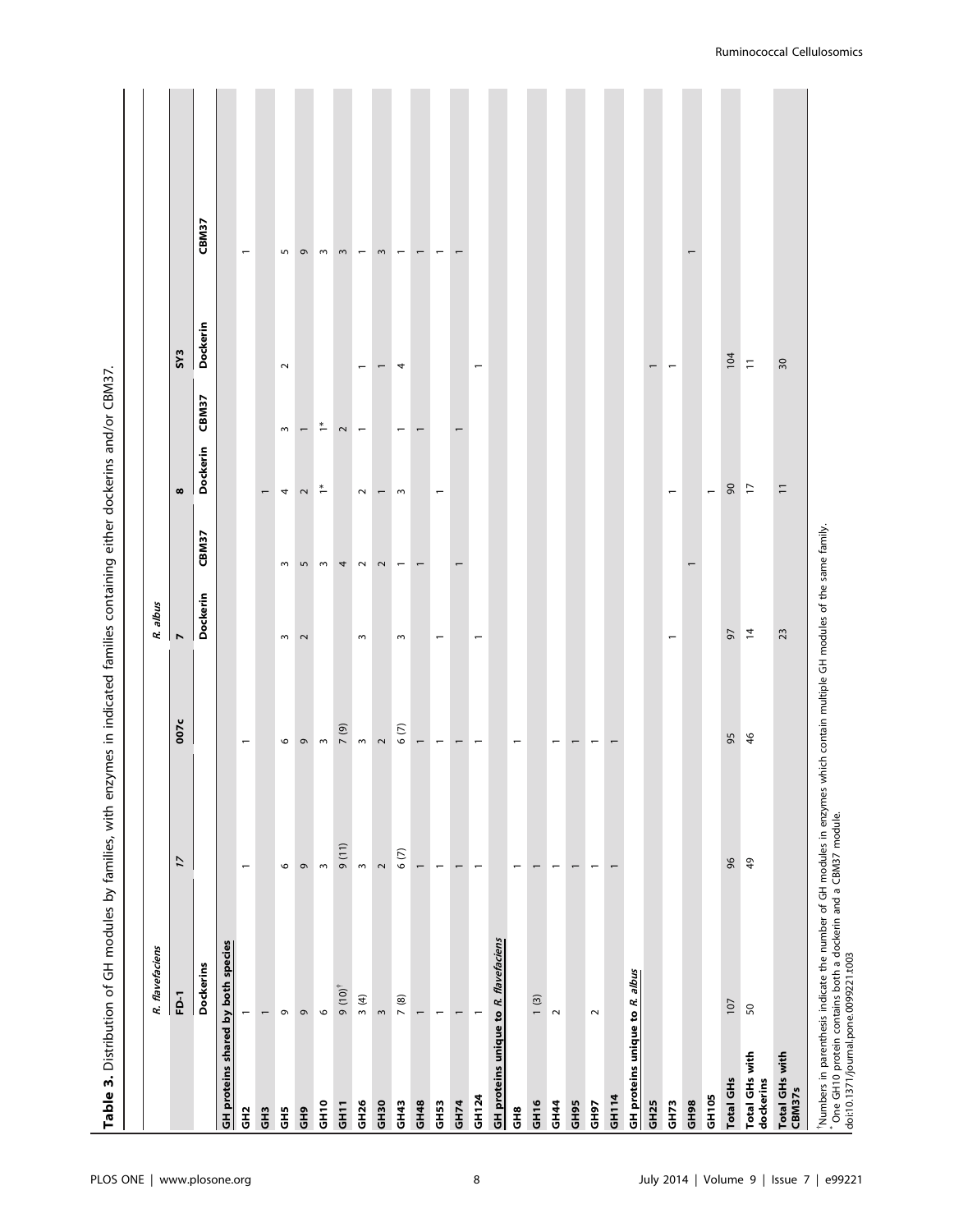**Table 3.** Distribution of GH modules by families, with enzymes in indicated families containing either dockerins and/or CBM37.

| | *R. flavefaciens* | | | *R. albus* | | | | | |
|---|---|---|---|---|---|---|---|---|---|
| | FD-1 | 17 | 007c | 7 | | 8 | | SY3 | |
| | Dockerins | | | Dockerin | CBM37 | Dockerin | CBM37 | Dockerin | CBM37 |
| **GH proteins shared by both species** | | | | | | | | | |
| GH2 | 1 | 1 | 1 | | | | | | 1 |
| GH3 | 1 | | | | | 1 | | | |
| GH5 | 9 | 6 | 6 | 3 | 3 | 4 | 3 | 2 | 5 |
| GH9 | 9 | 9 | 9 | 2 | 5 | 2 | 1 | | 9 |
| GH10 | 6 | 3 | 3 | | 3 | 1* | 1* | | 3 |
| GH11 | 9 (10)† | 9 (11) | 7 (9) | | 4 | | 2 | | 3 |
| GH26 | 3 (4) | 3 | 3 | 3 | 2 | 2 | 1 | 1 | 1 |
| GH30 | 3 | 2 | 2 | | 2 | 1 | | 1 | 3 |
| GH43 | 7 (8) | 6 (7) | 6 (7) | 3 | 1 | 3 | 1 | 4 | 1 |
| GH48 | 1 | 1 | 1 | | 1 | | 1 | | 1 |
| GH53 | 1 | 1 | 1 | 1 | | 1 | | | 1 |
| GH74 | 1 | 1 | 1 | | 1 | | 1 | | 1 |
| GH124 | 1 | 1 | 1 | 1 | | | | 1 | |
| **GH proteins unique to *R. flavefaciens*** | | | | | | | | | |
| GH8 | 1 | 1 | 1 | | | | | | |
| GH16 | 1 (3) | 1 | | | | | | | |
| GH44 | 2 | 1 | 1 | | | | | | |
| GH95 | | 1 | 1 | | | | | | |
| GH97 | 2 | 1 | 1 | | | | | | |
| GH114 | | 1 | 1 | | | | | | |
| **GH proteins unique to *R. albus*** | | | | | | | | | |
| GH25 | | | | | | | | 1 | |
| GH73 | | | | 1 | | 1 | | 1 | |
| GH98 | | | | | 1 | | | | 1 |
| GH105 | | | | | | 1 | | | |
| **Total GHs** | 107 | 96 | 95 | 97 | | 90 | | 104 | |
| **Total GHs with dockerins** | 50 | 49 | 46 | 14 | | 17 | | 11 | |
| **Total GHs with CBM37s** | | | | 23 | | 11 | | 30 | |

†Numbers in parenthesis indicate the number of GH modules in enzymes which contain multiple GH modules of the same family.
*One GH10 protein contains both a dockerin and a CBM37 module.
doi:10.1371/journal.pone.0099221.t003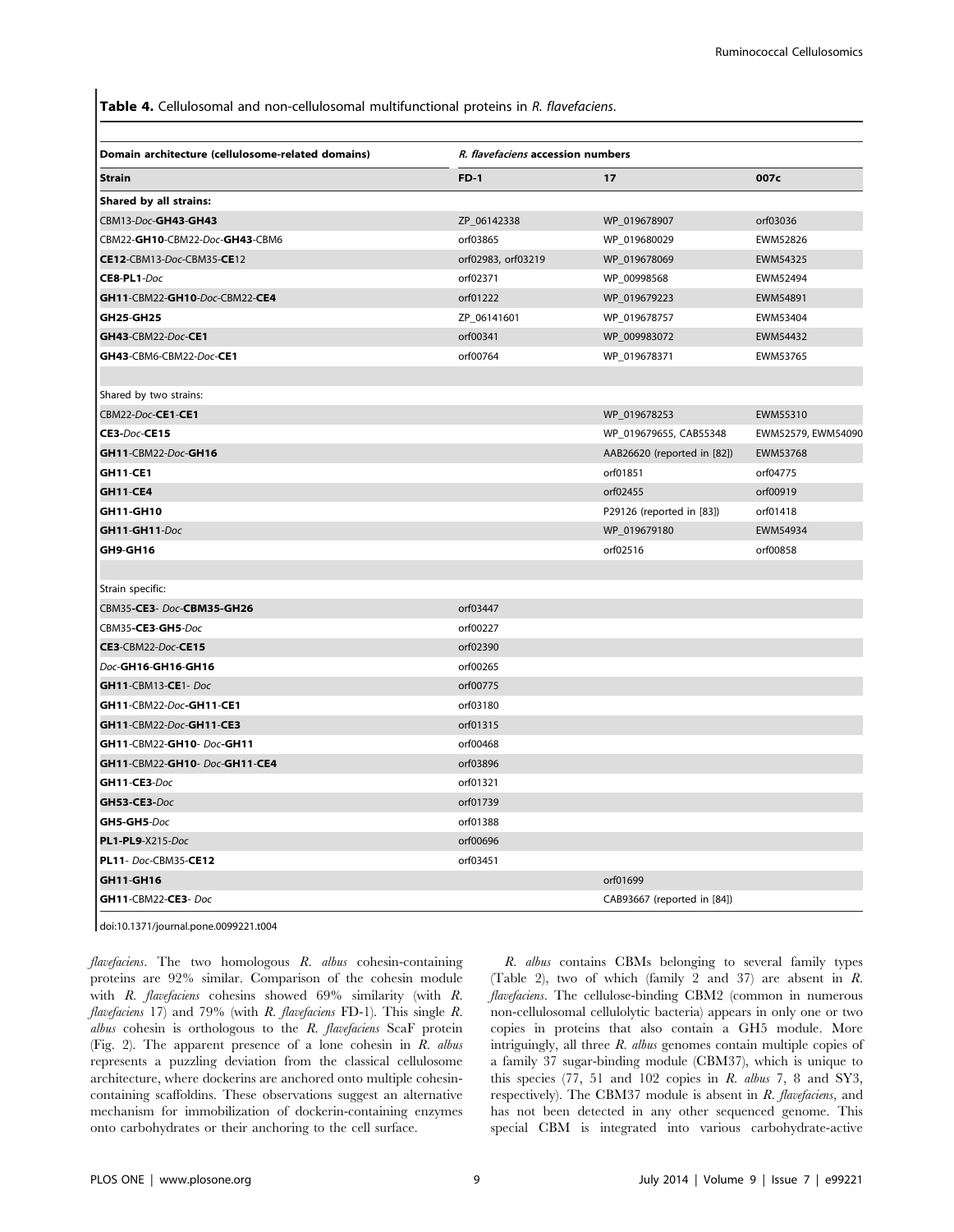**Table 4.** Cellulosomal and non-cellulosomal multifunctional proteins in *R. flavefaciens*.

| Domain architecture (cellulosome-related domains) | *R. flavefaciens* accession numbers | | |
|---|---|---|---|
| **Strain** | **FD-1** | **17** | **007c** |
| **Shared by all strains:** | | | |
| CBM13-*Doc*-**GH43**-**GH43** | ZP_06142338 | WP_019678907 | orf03036 |
| CBM22-**GH10**-CBM22-*Doc*-**GH43**-CBM6 | orf03865 | WP_019680029 | EWM52826 |
| **CE12**-CBM13-*Doc*-CBM35-**CE**12 | orf02983, orf03219 | WP_019678069 | EWM54325 |
| **CE8**-**PL1**-*Doc* | orf02371 | WP_00998568 | EWM52494 |
| **GH11**-CBM22-**GH10**-*Doc*-CBM22-**CE4** | orf01222 | WP_019679223 | EWM54891 |
| **GH25**-**GH25** | ZP_06141601 | WP_019678757 | EWM53404 |
| **GH43**-CBM22-*Doc*-**CE1** | orf00341 | WP_009983072 | EWM54432 |
| **GH43**-CBM6-CBM22-*Doc*-**CE1** | orf00764 | WP_019678371 | EWM53765 |
| | | | |
| Shared by two strains: | | | |
| CBM22-*Doc*-**CE1**-**CE1** | | WP_019678253 | EWM55310 |
| **CE3**-*Doc*-**CE15** | | WP_019679655, CAB55348 | EWM52579, EWM54090 |
| **GH11**-CBM22-*Doc*-**GH16** | | AAB26620 (reported in [82]) | EWM53768 |
| **GH11**-**CE1** | | orf01851 | orf04775 |
| **GH11**-**CE4** | | orf02455 | orf00919 |
| **GH11**-**GH10** | | P29126 (reported in [83]) | orf01418 |
| **GH11**-**GH11**-*Doc* | | WP_019679180 | EWM54934 |
| **GH9**-**GH16** | | orf02516 | orf00858 |
| | | | |
| Strain specific: | | | |
| CBM35-**CE3**- *Doc*-**CBM35**-**GH26** | orf03447 | | |
| CBM35-**CE3**-**GH5**-*Doc* | orf00227 | | |
| **CE3**-CBM22-*Doc*-**CE15** | orf02390 | | |
| *Doc*-**GH16**-**GH16**-**GH16** | orf00265 | | |
| **GH11**-CBM13-**CE**1- *Doc* | orf00775 | | |
| **GH11**-CBM22-*Doc*-**GH11**-**CE1** | orf03180 | | |
| **GH11**-CBM22-*Doc*-**GH11**-**CE3** | orf01315 | | |
| **GH11**-CBM22-**GH10**- *Doc*-**GH11** | orf00468 | | |
| **GH11**-CBM22-**GH10**- *Doc*-**GH11**-**CE4** | orf03896 | | |
| **GH11**-**CE3**-*Doc* | orf01321 | | |
| **GH53**-**CE3**-*Doc* | orf01739 | | |
| **GH5**-**GH5**-*Doc* | orf01388 | | |
| **PL1**-**PL9**-X215-*Doc* | orf00696 | | |
| **PL11**- *Doc*-CBM35-**CE12** | orf03451 | | |
| **GH11**-**GH16** | | orf01699 | |
| **GH11**-CBM22-**CE3**- *Doc* | | CAB93667 (reported in [84]) | |

doi:10.1371/journal.pone.0099221.t004

*flavefaciens*. The two homologous *R. albus* cohesin-containing proteins are 92% similar. Comparison of the cohesin module with *R. flavefaciens* cohesins showed 69% similarity (with *R. flavefaciens* 17) and 79% (with *R. flavefaciens* FD-1). This single *R. albus* cohesin is orthologous to the *R. flavefaciens* ScaF protein (Fig. 2). The apparent presence of a lone cohesin in *R. albus* represents a puzzling deviation from the classical cellulosome architecture, where dockerins are anchored onto multiple cohesin-containing scaffoldins. These observations suggest an alternative mechanism for immobilization of dockerin-containing enzymes onto carbohydrates or their anchoring to the cell surface.

*R. albus* contains CBMs belonging to several family types (Table 2), two of which (family 2 and 37) are absent in *R. flavefaciens*. The cellulose-binding CBM2 (common in numerous non-cellulosomal cellulolytic bacteria) appears in only one or two copies in proteins that also contain a GH5 module. More intriguingly, all three *R. albus* genomes contain multiple copies of a family 37 sugar-binding module (CBM37), which is unique to this species (77, 51 and 102 copies in *R. albus* 7, 8 and SY3, respectively). The CBM37 module is absent in *R. flavefaciens*, and has not been detected in any other sequenced genome. This special CBM is integrated into various carbohydrate-active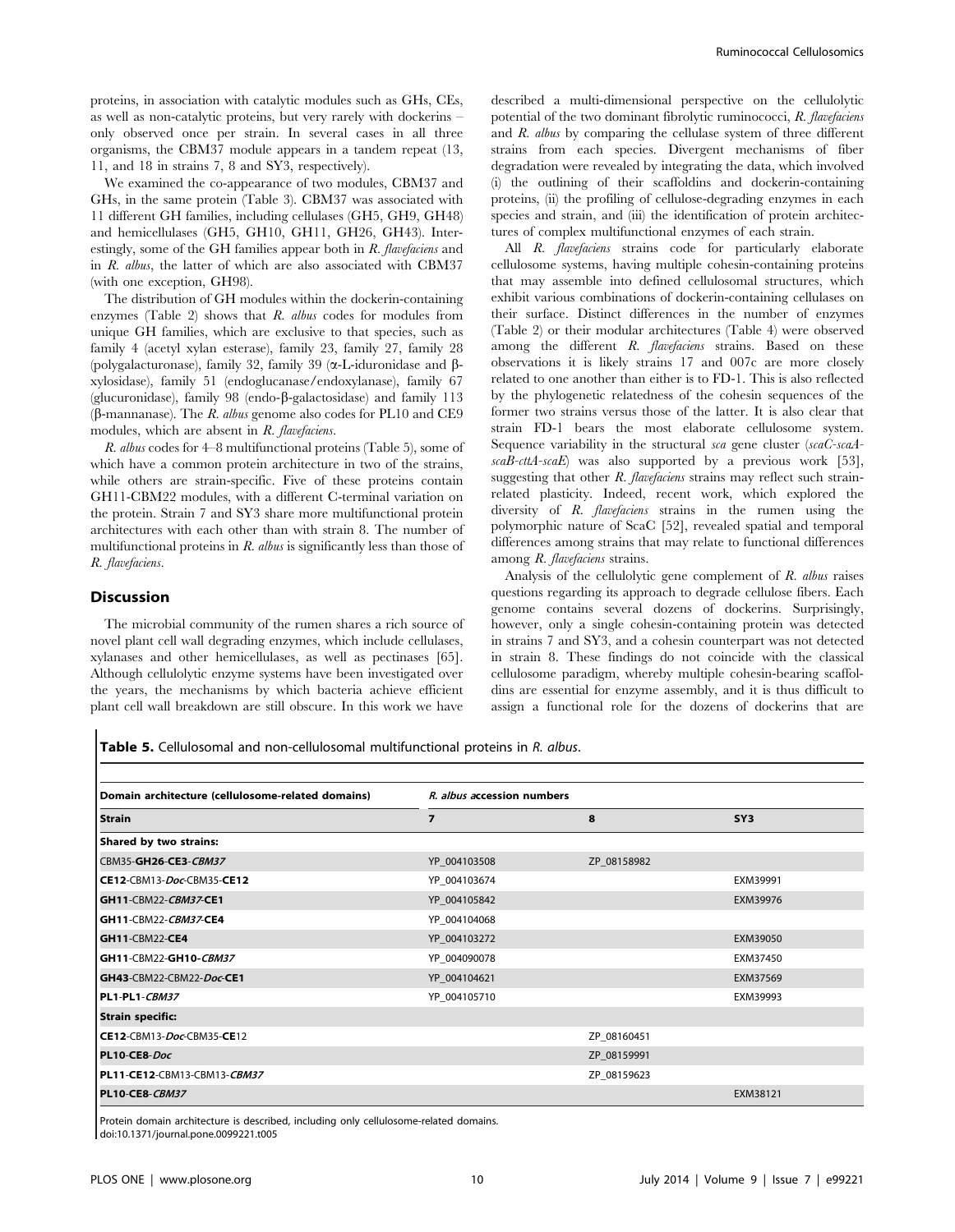proteins, in association with catalytic modules such as GHs, CEs, as well as non-catalytic proteins, but very rarely with dockerins – only observed once per strain. In several cases in all three organisms, the CBM37 module appears in a tandem repeat (13, 11, and 18 in strains 7, 8 and SY3, respectively).

We examined the co-appearance of two modules, CBM37 and GHs, in the same protein (Table 3). CBM37 was associated with 11 different GH families, including cellulases (GH5, GH9, GH48) and hemicellulases (GH5, GH10, GH11, GH26, GH43). Interestingly, some of the GH families appear both in *R. flavefaciens* and in *R. albus*, the latter of which are also associated with CBM37 (with one exception, GH98).

The distribution of GH modules within the dockerin-containing enzymes (Table 2) shows that *R. albus* codes for modules from unique GH families, which are exclusive to that species, such as family 4 (acetyl xylan esterase), family 23, family 27, family 28 (polygalacturonase), family 32, family 39 (α-L-iduronidase and β-xylosidase), family 51 (endoglucanase/endoxylanase), family 67 (glucuronidase), family 98 (endo-β-galactosidase) and family 113 (β-mannanase). The *R. albus* genome also codes for PL10 and CE9 modules, which are absent in *R. flavefaciens*.

*R. albus* codes for 4–8 multifunctional proteins (Table 5), some of which have a common protein architecture in two of the strains, while others are strain-specific. Five of these proteins contain GH11-CBM22 modules, with a different C-terminal variation on the protein. Strain 7 and SY3 share more multifunctional protein architectures with each other than with strain 8. The number of multifunctional proteins in *R. albus* is significantly less than those of *R. flavefaciens*.

## Discussion

The microbial community of the rumen shares a rich source of novel plant cell wall degrading enzymes, which include cellulases, xylanases and other hemicellulases, as well as pectinases [65]. Although cellulolytic enzyme systems have been investigated over the years, the mechanisms by which bacteria achieve efficient plant cell wall breakdown are still obscure. In this work we have described a multi-dimensional perspective on the cellulolytic potential of the two dominant fibrolytic ruminococci, *R. flavefaciens* and *R. albus* by comparing the cellulase system of three different strains from each species. Divergent mechanisms of fiber degradation were revealed by integrating the data, which involved (i) the outlining of their scaffoldins and dockerin-containing proteins, (ii) the profiling of cellulose-degrading enzymes in each species and strain, and (iii) the identification of protein architectures of complex multifunctional enzymes of each strain.

All *R. flavefaciens* strains code for particularly elaborate cellulosome systems, having multiple cohesin-containing proteins that may assemble into defined cellulosomal structures, which exhibit various combinations of dockerin-containing cellulases on their surface. Distinct differences in the number of enzymes (Table 2) or their modular architectures (Table 4) were observed among the different *R. flavefaciens* strains. Based on these observations it is likely strains 17 and 007c are more closely related to one another than either is to FD-1. This is also reflected by the phylogenetic relatedness of the cohesin sequences of the former two strains versus those of the latter. It is also clear that strain FD-1 bears the most elaborate cellulosome system. Sequence variability in the structural *sca* gene cluster (*scaC-scaA-scaB-cttA-scaE*) was also supported by a previous work [53], suggesting that other *R. flavefaciens* strains may reflect such strain-related plasticity. Indeed, recent work, which explored the diversity of *R. flavefaciens* strains in the rumen using the polymorphic nature of ScaC [52], revealed spatial and temporal differences among strains that may relate to functional differences among *R. flavefaciens* strains.

Analysis of the cellulolytic gene complement of *R. albus* raises questions regarding its approach to degrade cellulose fibers. Each genome contains several dozens of dockerins. Surprisingly, however, only a single cohesin-containing protein was detected in strains 7 and SY3, and a cohesin counterpart was not detected in strain 8. These findings do not coincide with the classical cellulosome paradigm, whereby multiple cohesin-bearing scaffoldins are essential for enzyme assembly, and it is thus difficult to assign a functional role for the dozens of dockerins that are

**Table 5.** Cellulosomal and non-cellulosomal multifunctional proteins in *R. albus*.

| Domain architecture (cellulosome-related domains) | *R. albus* accession numbers | | |
|---|---|---|---|
| **Strain** | **7** | **8** | **SY3** |
| **Shared by two strains:** | | | |
| CBM35-**GH26**-**CE3**-*CBM37* | YP_004103508 | ZP_08158982 | |
| **CE12**-CBM13-*Doc*-CBM35-**CE12** | YP_004103674 | | EXM39991 |
| **GH11**-CBM22-*CBM37*-**CE1** | YP_004105842 | | EXM39976 |
| **GH11**-CBM22-*CBM37*-**CE4** | YP_004104068 | | |
| **GH11**-CBM22-**CE4** | YP_004103272 | | EXM39050 |
| **GH11**-CBM22-**GH10**-*CBM37* | YP_004090078 | | EXM37450 |
| **GH43**-CBM22-CBM22-*Doc*-**CE1** | YP_004104621 | | EXM37569 |
| **PL1**-**PL1**-*CBM37* | YP_004105710 | | EXM39993 |
| **Strain specific:** | | | |
| **CE12**-CBM13-*Doc*-CBM35-**CE**12 | | ZP_08160451 | |
| **PL10**-**CE8**-*Doc* | | ZP_08159991 | |
| **PL11**-**CE12**-CBM13-CBM13-*CBM37* | | ZP_08159623 | |
| **PL10**-**CE8**-*CBM37* | | | EXM38121 |

Protein domain architecture is described, including only cellulosome-related domains.
doi:10.1371/journal.pone.0099221.t005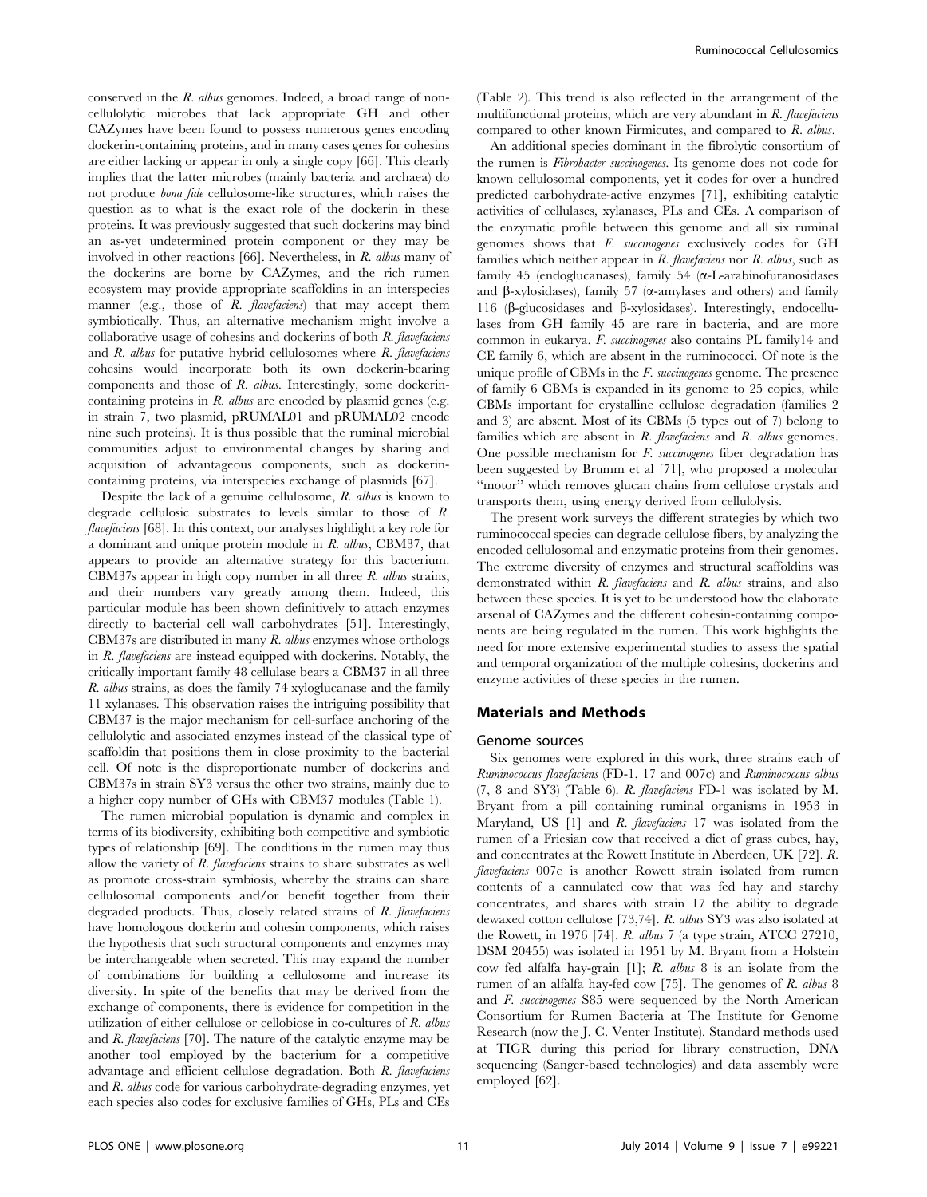conserved in the *R. albus* genomes. Indeed, a broad range of non-cellulolytic microbes that lack appropriate GH and other CAZymes have been found to possess numerous genes encoding dockerin-containing proteins, and in many cases genes for cohesins are either lacking or appear in only a single copy [66]. This clearly implies that the latter microbes (mainly bacteria and archaea) do not produce *bona fide* cellulosome-like structures, which raises the question as to what is the exact role of the dockerin in these proteins. It was previously suggested that such dockerins may bind an as-yet undetermined protein component or they may be involved in other reactions [66]. Nevertheless, in *R. albus* many of the dockerins are borne by CAZymes, and the rich rumen ecosystem may provide appropriate scaffoldins in an interspecies manner (e.g., those of *R. flavefaciens*) that may accept them symbiotically. Thus, an alternative mechanism might involve a collaborative usage of cohesins and dockerins of both *R. flavefaciens* and *R. albus* for putative hybrid cellulosomes where *R. flavefaciens* cohesins would incorporate both its own dockerin-bearing components and those of *R. albus*. Interestingly, some dockerin-containing proteins in *R. albus* are encoded by plasmid genes (e.g. in strain 7, two plasmid, pRUMAL01 and pRUMAL02 encode nine such proteins). It is thus possible that the ruminal microbial communities adjust to environmental changes by sharing and acquisition of advantageous components, such as dockerin-containing proteins, via interspecies exchange of plasmids [67].

Despite the lack of a genuine cellulosome, *R. albus* is known to degrade cellulosic substrates to levels similar to those of *R. flavefaciens* [68]. In this context, our analyses highlight a key role for a dominant and unique protein module in *R. albus*, CBM37, that appears to provide an alternative strategy for this bacterium. CBM37s appear in high copy number in all three *R. albus* strains, and their numbers vary greatly among them. Indeed, this particular module has been shown definitively to attach enzymes directly to bacterial cell wall carbohydrates [51]. Interestingly, CBM37s are distributed in many *R. albus* enzymes whose orthologs in *R. flavefaciens* are instead equipped with dockerins. Notably, the critically important family 48 cellulase bears a CBM37 in all three *R. albus* strains, as does the family 74 xyloglucanase and the family 11 xylanases. This observation raises the intriguing possibility that CBM37 is the major mechanism for cell-surface anchoring of the cellulolytic and associated enzymes instead of the classical type of scaffoldin that positions them in close proximity to the bacterial cell. Of note is the disproportionate number of dockerins and CBM37s in strain SY3 versus the other two strains, mainly due to a higher copy number of GHs with CBM37 modules (Table 1).

The rumen microbial population is dynamic and complex in terms of its biodiversity, exhibiting both competitive and symbiotic types of relationship [69]. The conditions in the rumen may thus allow the variety of *R. flavefaciens* strains to share substrates as well as promote cross-strain symbiosis, whereby the strains can share cellulosomal components and/or benefit together from their degraded products. Thus, closely related strains of *R. flavefaciens* have homologous dockerin and cohesin components, which raises the hypothesis that such structural components and enzymes may be interchangeable when secreted. This may expand the number of combinations for building a cellulosome and increase its diversity. In spite of the benefits that may be derived from the exchange of components, there is evidence for competition in the utilization of either cellulose or cellobiose in co-cultures of *R. albus* and *R. flavefaciens* [70]. The nature of the catalytic enzyme may be another tool employed by the bacterium for a competitive advantage and efficient cellulose degradation. Both *R. flavefaciens* and *R. albus* code for various carbohydrate-degrading enzymes, yet each species also codes for exclusive families of GHs, PLs and CEs (Table 2). This trend is also reflected in the arrangement of the multifunctional proteins, which are very abundant in *R. flavefaciens* compared to other known Firmicutes, and compared to *R. albus*.

An additional species dominant in the fibrolytic consortium of the rumen is *Fibrobacter succinogenes*. Its genome does not code for known cellulosomal components, yet it codes for over a hundred predicted carbohydrate-active enzymes [71], exhibiting catalytic activities of cellulases, xylanases, PLs and CEs. A comparison of the enzymatic profile between this genome and all six ruminal genomes shows that *F. succinogenes* exclusively codes for GH families which neither appear in *R. flavefaciens* nor *R. albus*, such as family 45 (endoglucanases), family 54 (α-L-arabinofuranosidases and β-xylosidases), family 57 (α-amylases and others) and family 116 (β-glucosidases and β-xylosidases). Interestingly, endocellulases from GH family 45 are rare in bacteria, and are more common in eukarya. *F. succinogenes* also contains PL family14 and CE family 6, which are absent in the ruminococci. Of note is the unique profile of CBMs in the *F. succinogenes* genome. The presence of family 6 CBMs is expanded in its genome to 25 copies, while CBMs important for crystalline cellulose degradation (families 2 and 3) are absent. Most of its CBMs (5 types out of 7) belong to families which are absent in *R. flavefaciens* and *R. albus* genomes. One possible mechanism for *F. succinogenes* fiber degradation has been suggested by Brumm et al [71], who proposed a molecular "motor" which removes glucan chains from cellulose crystals and transports them, using energy derived from cellulolysis.

The present work surveys the different strategies by which two ruminococcal species can degrade cellulose fibers, by analyzing the encoded cellulosomal and enzymatic proteins from their genomes. The extreme diversity of enzymes and structural scaffoldins was demonstrated within *R. flavefaciens* and *R. albus* strains, and also between these species. It is yet to be understood how the elaborate arsenal of CAZymes and the different cohesin-containing components are being regulated in the rumen. This work highlights the need for more extensive experimental studies to assess the spatial and temporal organization of the multiple cohesins, dockerins and enzyme activities of these species in the rumen.

## Materials and Methods

### Genome sources

Six genomes were explored in this work, three strains each of *Ruminococcus flavefaciens* (FD-1, 17 and 007c) and *Ruminococcus albus* (7, 8 and SY3) (Table 6). *R. flavefaciens* FD-1 was isolated by M. Bryant from a pill containing ruminal organisms in 1953 in Maryland, US [1] and *R. flavefaciens* 17 was isolated from the rumen of a Friesian cow that received a diet of grass cubes, hay, and concentrates at the Rowett Institute in Aberdeen, UK [72]. *R. flavefaciens* 007c is another Rowett strain isolated from rumen contents of a cannulated cow that was fed hay and starchy concentrates, and shares with strain 17 the ability to degrade dewaxed cotton cellulose [73,74]. *R. albus* SY3 was also isolated at the Rowett, in 1976 [74]. *R. albus* 7 (a type strain, ATCC 27210, DSM 20455) was isolated in 1951 by M. Bryant from a Holstein cow fed alfalfa hay-grain [1]; *R. albus* 8 is an isolate from the rumen of an alfalfa hay-fed cow [75]. The genomes of *R. albus* 8 and *F. succinogenes* S85 were sequenced by the North American Consortium for Rumen Bacteria at The Institute for Genome Research (now the J. C. Venter Institute). Standard methods used at TIGR during this period for library construction, DNA sequencing (Sanger-based technologies) and data assembly were employed [62].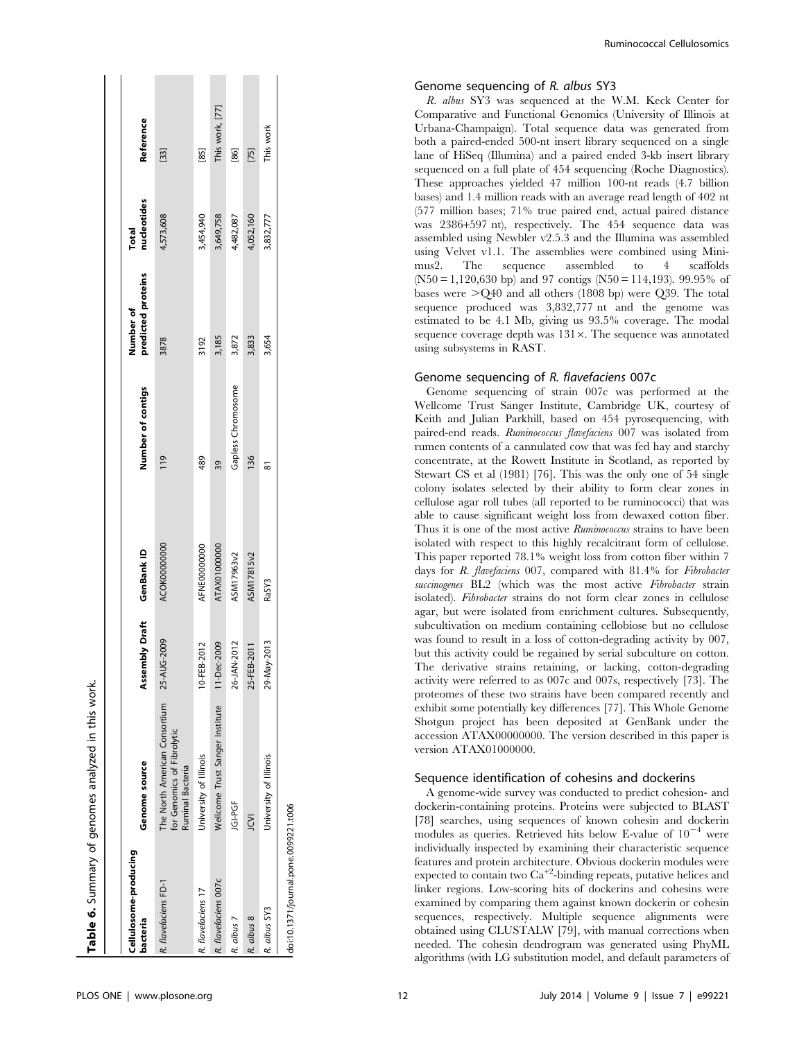**Table 6.** Summary of genomes analyzed in this work.

| Cellulosome-producing bacteria | Genome source | Assembly Draft | GenBank ID | Number of contigs | Number of predicted proteins | Total nucleotides | Reference |
|---|---|---|---|---|---|---|---|
| *R. flavefaciens* FD-1 | The North American Consortium for Genomics of Fibrolytic Ruminal Bacteria | 25-AUG-2009 | ACOK00000000 | 119 | 3878 | 4,573,608 | [33] |
| *R. flavefaciens* 17 | University of Illinois | 10-FEB-2012 | AFNE00000000 | 489 | 3192 | 3,454,940 | [85] |
| *R. flavefaciens* 007c | Wellcome Trust Sanger Institute | 11-Dec-2009 | ATAX01000000 | 39 | 3,185 | 3,649,758 | This work, [77] |
| *R. albus* 7 | JGI-PGF | 26-JAN-2012 | ASM17963v2 | Gapless Chromosome | 3,872 | 4,482,087 | [86] |
| *R. albus* 8 | JCVI | 25-FEB-2011 | ASM17815v2 | 136 | 3,833 | 4,052,160 | [75] |
| *R. albus* SY3 | University of Illinois | 29-May-2013 | RaSY3 | 81 | 3,654 | 3,832,777 | This work |

doi:10.1371/journal.pone.0099221.t006

### Genome sequencing of *R. albus* SY3

*R. albus* SY3 was sequenced at the W.M. Keck Center for Comparative and Functional Genomics (University of Illinois at Urbana-Champaign). Total sequence data was generated from both a paired-ended 500-nt insert library sequenced on a single lane of HiSeq (Illumina) and a paired ended 3-kb insert library sequenced on a full plate of 454 sequencing (Roche Diagnostics). These approaches yielded 47 million 100-nt reads (4.7 billion bases) and 1.4 million reads with an average read length of 402 nt (577 million bases; 71% true paired end, actual paired distance was 2386+597 nt), respectively. The 454 sequence data was assembled using Newbler v2.5.3 and the Illumina was assembled using Velvet v1.1. The assemblies were combined using Minimus2. The sequence assembled to 4 scaffolds (N50 = 1,120,630 bp) and 97 contigs (N50 = 114,193). 99.95% of bases were >Q40 and all others (1808 bp) were Q39. The total sequence produced was 3,832,777 nt and the genome was estimated to be 4.1 Mb, giving us 93.5% coverage. The modal sequence coverage depth was 131×. The sequence was annotated using subsystems in RAST.

### Genome sequencing of *R. flavefaciens* 007c

Genome sequencing of strain 007c was performed at the Wellcome Trust Sanger Institute, Cambridge UK, courtesy of Keith and Julian Parkhill, based on 454 pyrosequencing, with paired-end reads. *Ruminococcus flavefaciens* 007 was isolated from rumen contents of a cannulated cow that was fed hay and starchy concentrate, at the Rowett Institute in Scotland, as reported by Stewart CS et al (1981) [76]. This was the only one of 54 single colony isolates selected by their ability to form clear zones in cellulose agar roll tubes (all reported to be ruminococci) that was able to cause significant weight loss from dewaxed cotton fiber. Thus it is one of the most active *Ruminococcus* strains to have been isolated with respect to this highly recalcitrant form of cellulose. This paper reported 78.1% weight loss from cotton fiber within 7 days for *R. flavefaciens* 007, compared with 81.4% for *Fibrobacter succinogenes* BL2 (which was the most active *Fibrobacter* strain isolated). *Fibrobacter* strains do not form clear zones in cellulose agar, but were isolated from enrichment cultures. Subsequently, subcultivation on medium containing cellobiose but no cellulose was found to result in a loss of cotton-degrading activity by 007, but this activity could be regained by serial subculture on cotton. The derivative strains retaining, or lacking, cotton-degrading activity were referred to as 007c and 007s, respectively [73]. The proteomes of these two strains have been compared recently and exhibit some potentially key differences [77]. This Whole Genome Shotgun project has been deposited at GenBank under the accession ATAX00000000. The version described in this paper is version ATAX01000000.

### Sequence identification of cohesins and dockerins

A genome-wide survey was conducted to predict cohesion- and dockerin-containing proteins. Proteins were subjected to BLAST [78] searches, using sequences of known cohesin and dockerin modules as queries. Retrieved hits below E-value of $10^{-4}$ were individually inspected by examining their characteristic sequence features and protein architecture. Obvious dockerin modules were expected to contain two $Ca^{+2}$-binding repeats, putative helices and linker regions. Low-scoring hits of dockerins and cohesins were examined by comparing them against known dockerin or cohesin sequences, respectively. Multiple sequence alignments were obtained using CLUSTALW [79], with manual corrections when needed. The cohesin dendrogram was generated using PhyML algorithms (with LG substitution model, and default parameters of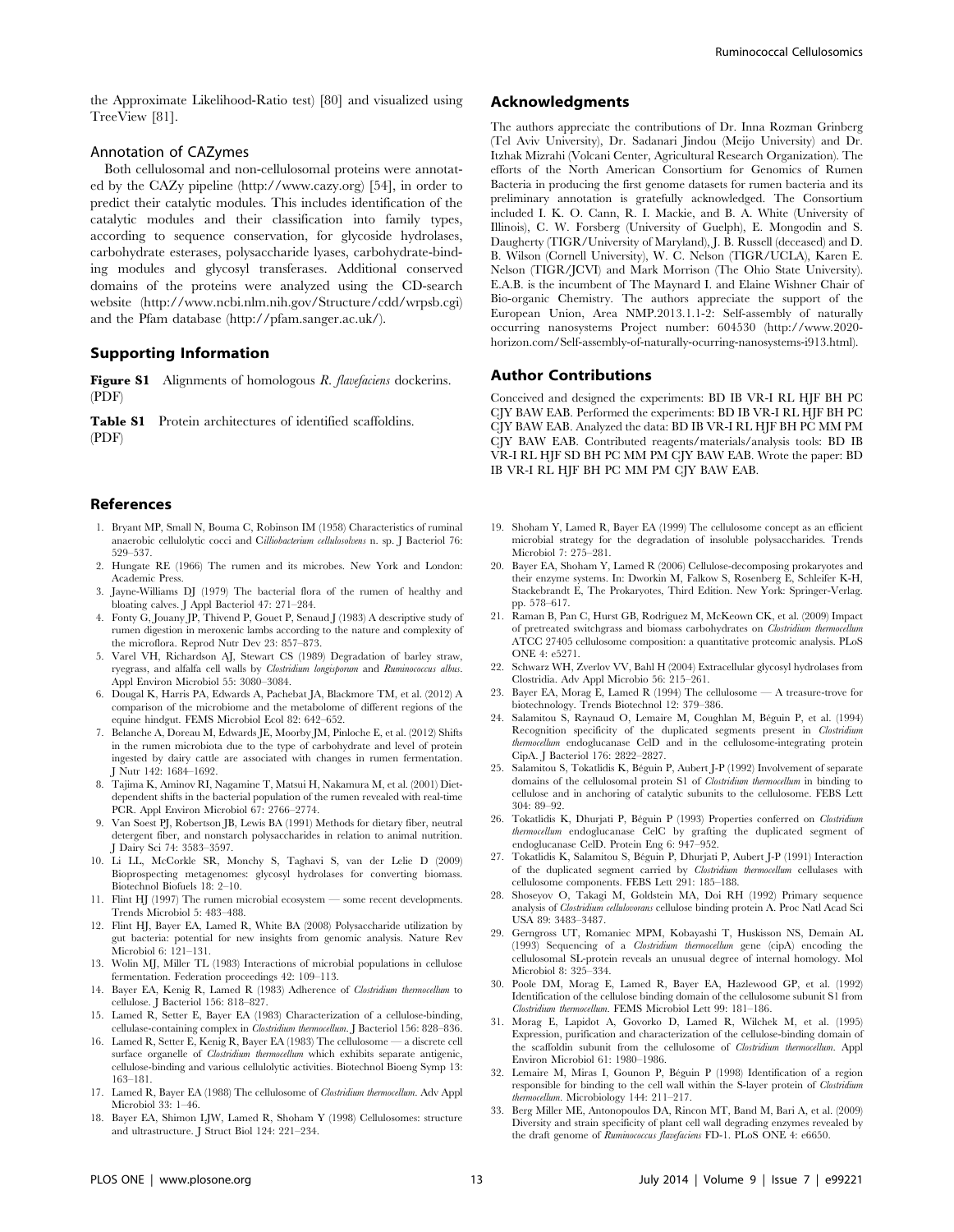the Approximate Likelihood-Ratio test) [80] and visualized using TreeView [81].

### Annotation of CAZymes

Both cellulosomal and non-cellulosomal proteins were annotated by the CAZy pipeline (http://www.cazy.org) [54], in order to predict their catalytic modules. This includes identification of the catalytic modules and their classification into family types, according to sequence conservation, for glycoside hydrolases, carbohydrate esterases, polysaccharide lyases, carbohydrate-binding modules and glycosyl transferases. Additional conserved domains of the proteins were analyzed using the CD-search website (http://www.ncbi.nlm.nih.gov/Structure/cdd/wrpsb.cgi) and the Pfam database (http://pfam.sanger.ac.uk/).

## Supporting Information

**Figure S1** Alignments of homologous *R. flavefaciens* dockerins. (PDF)

**Table S1** Protein architectures of identified scaffoldins. (PDF)

## Acknowledgments

The authors appreciate the contributions of Dr. Inna Rozman Grinberg (Tel Aviv University), Dr. Sadanari Jindou (Meijo University) and Dr. Itzhak Mizrahi (Volcani Center, Agricultural Research Organization). The efforts of the North American Consortium for Genomics of Rumen Bacteria in producing the first genome datasets for rumen bacteria and its preliminary annotation is gratefully acknowledged. The Consortium included I. K. O. Cann, R. I. Mackie, and B. A. White (University of Illinois), C. W. Forsberg (University of Guelph), E. Mongodin and S. Daugherty (TIGR/University of Maryland), J. B. Russell (deceased) and D. B. Wilson (Cornell University), W. C. Nelson (TIGR/UCLA), Karen E. Nelson (TIGR/JCVI) and Mark Morrison (The Ohio State University). E.A.B. is the incumbent of The Maynard I. and Elaine Wishner Chair of Bio-organic Chemistry. The authors appreciate the support of the European Union, Area NMP.2013.1.1-2: Self-assembly of naturally occurring nanosystems Project number: 604530 (http://www.2020-horizon.com/Self-assembly-of-naturally-ocurring-nanosystems-i913.html).

## Author Contributions

Conceived and designed the experiments: BD IB VR-I RL HJF BH PC CJY BAW EAB. Performed the experiments: BD IB VR-I RL HJF BH PC CJY BAW EAB. Analyzed the data: BD IB VR-I RL HJF BH PC MM PM CJY BAW EAB. Contributed reagents/materials/analysis tools: BD IB VR-I RL HJF SD BH PC MM PM CJY BAW EAB. Wrote the paper: BD IB VR-I RL HJF BH PC MM PM CJY BAW EAB.

## References

1. Bryant MP, Small N, Bouma C, Robinson IM (1958) Characteristics of ruminal anaerobic cellulolytic cocci and C*illiobacterium cellulosolvens* n. sp. J Bacteriol 76: 529–537.
2. Hungate RE (1966) The rumen and its microbes. New York and London: Academic Press.
3. Jayne-Williams DJ (1979) The bacterial flora of the rumen of healthy and bloating calves. J Appl Bacteriol 47: 271–284.
4. Fonty G, Jouany JP, Thivend P, Gouet P, Senaud J (1983) A descriptive study of rumen digestion in meroxenic lambs according to the nature and complexity of the microflora. Reprod Nutr Dev 23: 857–873.
5. Varel VH, Richardson AJ, Stewart CS (1989) Degradation of barley straw, ryegrass, and alfalfa cell walls by *Clostridium longisporum* and *Ruminococcus albus*. Appl Environ Microbiol 55: 3080–3084.
6. Dougal K, Harris PA, Edwards A, Pachebat JA, Blackmore TM, et al. (2012) A comparison of the microbiome and the metabolome of different regions of the equine hindgut. FEMS Microbiol Ecol 82: 642–652.
7. Belanche A, Doreau M, Edwards JE, Moorby JM, Pinloche E, et al. (2012) Shifts in the rumen microbiota due to the type of carbohydrate and level of protein ingested by dairy cattle are associated with changes in rumen fermentation. J Nutr 142: 1684–1692.
8. Tajima K, Aminov RI, Nagamine T, Matsui H, Nakamura M, et al. (2001) Diet-dependent shifts in the bacterial population of the rumen revealed with real-time PCR. Appl Environ Microbiol 67: 2766–2774.
9. Van Soest PJ, Robertson JB, Lewis BA (1991) Methods for dietary fiber, neutral detergent fiber, and nonstarch polysaccharides in relation to animal nutrition. J Dairy Sci 74: 3583–3597.
10. Li LL, McCorkle SR, Monchy S, Taghavi S, van der Lelie D (2009) Bioprospecting metagenomes: glycosyl hydrolases for converting biomass. Biotechnol Biofuels 18: 2–10.
11. Flint HJ (1997) The rumen microbial ecosystem — some recent developments. Trends Microbiol 5: 483–488.
12. Flint HJ, Bayer EA, Lamed R, White BA (2008) Polysaccharide utilization by gut bacteria: potential for new insights from genomic analysis. Nature Rev Microbiol 6: 121–131.
13. Wolin MJ, Miller TL (1983) Interactions of microbial populations in cellulose fermentation. Federation proceedings 42: 109–113.
14. Bayer EA, Kenig R, Lamed R (1983) Adherence of *Clostridium thermocellum* to cellulose. J Bacteriol 156: 818–827.
15. Lamed R, Setter E, Bayer EA (1983) Characterization of a cellulose-binding, cellulase-containing complex in *Clostridium thermocellum*. J Bacteriol 156: 828–836.
16. Lamed R, Setter E, Kenig R, Bayer EA (1983) The cellulosome — a discrete cell surface organelle of *Clostridium thermocellum* which exhibits separate antigenic, cellulose-binding and various cellulolytic activities. Biotechnol Bioeng Symp 13: 163–181.
17. Lamed R, Bayer EA (1988) The cellulosome of *Clostridium thermocellum*. Adv Appl Microbiol 33: 1–46.
18. Bayer EA, Shimon LJW, Lamed R, Shoham Y (1998) Cellulosomes: structure and ultrastructure. J Struct Biol 124: 221–234.
19. Shoham Y, Lamed R, Bayer EA (1999) The cellulosome concept as an efficient microbial strategy for the degradation of insoluble polysaccharides. Trends Microbiol 7: 275–281.
20. Bayer EA, Shoham Y, Lamed R (2006) Cellulose-decomposing prokaryotes and their enzyme systems. In: Dworkin M, Falkow S, Rosenberg E, Schleifer K-H, Stackebrandt E, The Prokaryotes, Third Edition. New York: Springer-Verlag. pp. 578–617.
21. Raman B, Pan C, Hurst GB, Rodriguez M, McKeown CK, et al. (2009) Impact of pretreated switchgrass and biomass carbohydrates on *Clostridium thermocellum* ATCC 27405 cellulosome composition: a quantitative proteomic analysis. PLoS ONE 4: e5271.
22. Schwarz WH, Zverlov VV, Bahl H (2004) Extracellular glycosyl hydrolases from Clostridia. Adv Appl Microbio 56: 215–261.
23. Bayer EA, Morag E, Lamed R (1994) The cellulosome — A treasure-trove for biotechnology. Trends Biotechnol 12: 379–386.
24. Salamitou S, Raynaud O, Lemaire M, Coughlan M, Béguin P, et al. (1994) Recognition specificity of the duplicated segments present in *Clostridium thermocellum* endoglucanase CelD and in the cellulosome-integrating protein CipA. J Bacteriol 176: 2822–2827.
25. Salamitou S, Tokatlidis K, Béguin P, Aubert J-P (1992) Involvement of separate domains of the cellulosomal protein S1 of *Clostridium thermocellum* in binding to cellulose and in anchoring of catalytic subunits to the cellulosome. FEBS Lett 304: 89–92.
26. Tokatlidis K, Dhurjati P, Béguin P (1993) Properties conferred on *Clostridium thermocellum* endoglucanase CelC by grafting the duplicated segment of endoglucanase CelD. Protein Eng 6: 947–952.
27. Tokatlidis K, Salamitou S, Béguin P, Dhurjati P, Aubert J-P (1991) Interaction of the duplicated segment carried by *Clostridium thermocellum* cellulases with cellulosome components. FEBS Lett 291: 185–188.
28. Shoseyov O, Takagi M, Goldstein MA, Doi RH (1992) Primary sequence analysis of *Clostridium cellulovorans* cellulose binding protein A. Proc Natl Acad Sci USA 89: 3483–3487.
29. Gerngross UT, Romaniec MPM, Kobayashi T, Huskisson NS, Demain AL (1993) Sequencing of a *Clostridium thermocellum* gene (cipA) encoding the cellulosomal SL-protein reveals an unusual degree of internal homology. Mol Microbiol 8: 325–334.
30. Poole DM, Morag E, Lamed R, Bayer EA, Hazlewood GP, et al. (1992) Identification of the cellulose binding domain of the cellulosome subunit S1 from *Clostridium thermocellum*. FEMS Microbiol Lett 99: 181–186.
31. Morag E, Lapidot A, Govorko D, Lamed R, Wilchek M, et al. (1995) Expression, purification and characterization of the cellulose-binding domain of the scaffoldin subunit from the cellulosome of *Clostridium thermocellum*. Appl Environ Microbiol 61: 1980–1986.
32. Lemaire M, Miras I, Gounon P, Béguin P (1998) Identification of a region responsible for binding to the cell wall within the S-layer protein of *Clostridium thermocellum*. Microbiology 144: 211–217.
33. Berg Miller ME, Antonopoulos DA, Rincon MT, Band M, Bari A, et al. (2009) Diversity and strain specificity of plant cell wall degrading enzymes revealed by the draft genome of *Ruminococcus flavefaciens* FD-1. PLoS ONE 4: e6650.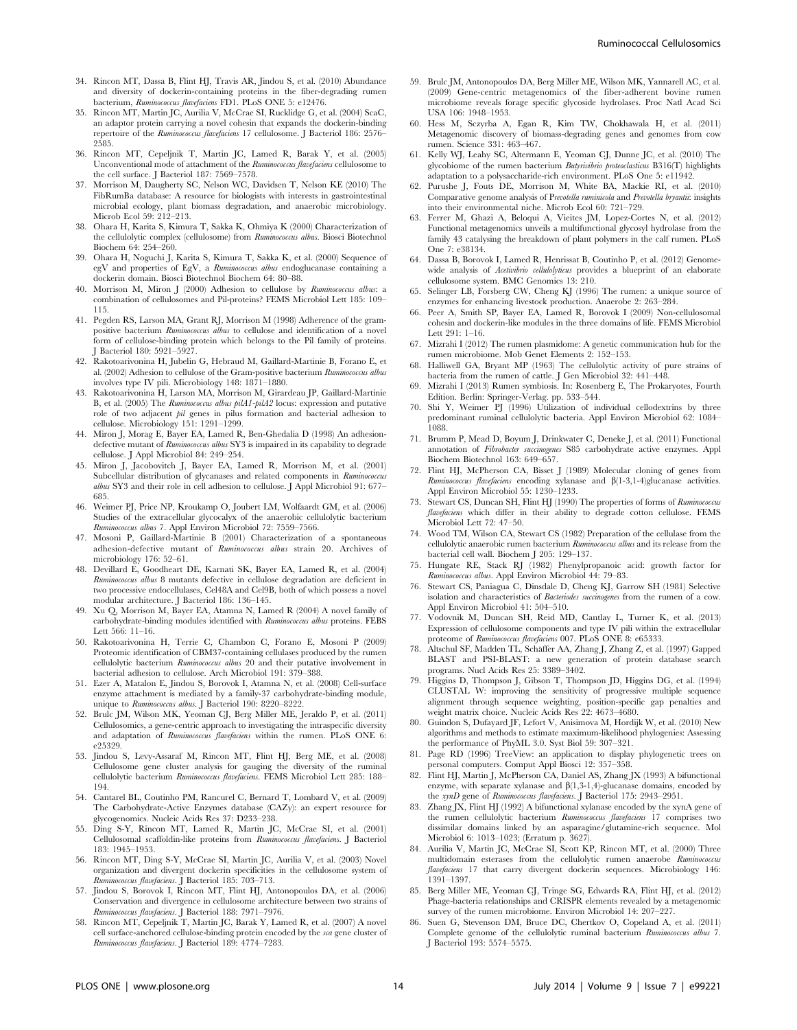34. Rincon MT, Dassa B, Flint HJ, Travis AR, Jindou S, et al. (2010) Abundance and diversity of dockerin-containing proteins in the fiber-degrading rumen bacterium, *Ruminococcus flavefaciens* FD1. PLoS ONE 5: e12476.
35. Rincon MT, Martin JC, Aurilia V, McCrae SI, Rucklidge G, et al. (2004) ScaC, an adaptor protein carrying a novel cohesin that expands the dockerin-binding repertoire of the *Ruminococcus flavefaciens* 17 cellulosome. J Bacteriol 186: 2576–2585.
36. Rincon MT, Cepeljnik T, Martin JC, Lamed R, Barak Y, et al. (2005) Unconventional mode of attachment of the *Ruminococcus flavefaciens* cellulosome to the cell surface. J Bacteriol 187: 7569–7578.
37. Morrison M, Daugherty SC, Nelson WC, Davidsen T, Nelson KE (2010) The FibRumBa database: A resource for biologists with interests in gastrointestinal microbial ecology, plant biomass degradation, and anaerobic microbiology. Microb Ecol 59: 212–213.
38. Ohara H, Karita S, Kimura T, Sakka K, Ohmiya K (2000) Characterization of the cellulolytic complex (cellulosome) from *Ruminococcus albus*. Biosci Biotechnol Biochem 64: 254–260.
39. Ohara H, Noguchi J, Karita S, Kimura T, Sakka K, et al. (2000) Sequence of egV and properties of EgV, a *Ruminococcus albus* endoglucanase containing a dockerin domain. Biosci Biotechnol Biochem 64: 80–88.
40. Morrison M, Miron J (2000) Adhesion to cellulose by *Ruminococcus albus*: a combination of cellulosomes and Pil-proteins? FEMS Microbiol Lett 185: 109–115.
41. Pegden RS, Larson MA, Grant RJ, Morrison M (1998) Adherence of the gram-positive bacterium *Ruminococcus albus* to cellulose and identification of a novel form of cellulose-binding protein which belongs to the Pil family of proteins. J Bacteriol 180: 5921–5927.
42. Rakotoarivonina H, Jubelin G, Hebraud M, Gaillard-Martinie B, Forano E, et al. (2002) Adhesion to cellulose of the Gram-positive bacterium *Ruminococcus albus* involves type IV pili. Microbiology 148: 1871–1880.
43. Rakotoarivonina H, Larson MA, Morrison M, Girardeau JP, Gaillard-Martinie B, et al. (2005) The *Ruminococcus albus pilA1-pilA2* locus: expression and putative role of two adjacent *pil* genes in pilus formation and bacterial adhesion to cellulose. Microbiology 151: 1291–1299.
44. Miron J, Morag E, Bayer EA, Lamed R, Ben-Ghedalia D (1998) An adhesion-defective mutant of *Ruminococcus albus* SY3 is impaired in its capability to degrade cellulose. J Appl Microbiol 84: 249–254.
45. Miron J, Jacobovitch J, Bayer EA, Lamed R, Morrison M, et al. (2001) Subcellular distribution of glycanases and related components in *Ruminococcus albus* SY3 and their role in cell adhesion to cellulose. J Appl Microbiol 91: 677–685.
46. Weimer PJ, Price NP, Kroukamp O, Joubert LM, Wolfaardt GM, et al. (2006) Studies of the extracellular glycocalyx of the anaerobic cellulolytic bacterium *Ruminococcus albus* 7. Appl Environ Microbiol 72: 7559–7566.
47. Mosoni P, Gaillard-Martinie B (2001) Characterization of a spontaneous adhesion-defective mutant of *Ruminococcus albus* strain 20. Archives of microbiology 176: 52–61.
48. Devillard E, Goodheart DE, Karnati SK, Bayer EA, Lamed R, et al. (2004) *Ruminococcus albus* 8 mutants defective in cellulose degradation are deficient in two processive endocellulases, Cel48A and Cel9B, both of which possess a novel modular architecture. J Bacteriol 186: 136–145.
49. Xu Q, Morrison M, Bayer EA, Atamna N, Lamed R (2004) A novel family of carbohydrate-binding modules identified with *Ruminococcus albus* proteins. FEBS Lett 566: 11–16.
50. Rakotoarivonina H, Terrie C, Chambon C, Forano E, Mosoni P (2009) Proteomic identification of CBM37-containing cellulases produced by the rumen cellulolytic bacterium *Ruminococcus albus* 20 and their putative involvement in bacterial adhesion to cellulose. Arch Microbiol 191: 379–388.
51. Ezer A, Matalon E, Jindou S, Borovok I, Atamna N, et al. (2008) Cell-surface enzyme attachment is mediated by a family-37 carbohydrate-binding module, unique to *Ruminococcus albus*. J Bacteriol 190: 8220–8222.
52. Brulc JM, Wilson MK, Yeoman CJ, Berg Miller ME, Jeraldo P, et al. (2011) Cellulosomics, a gene-centric approach to investigating the intraspecific diversity and adaptation of *Ruminococcus flavefaciens* within the rumen. PLoS ONE 6: e25329.
53. Jindou S, Levy-Assaraf M, Rincon MT, Flint HJ, Berg ME, et al. (2008) Cellulosome gene cluster analysis for gauging the diversity of the ruminal cellulolytic bacterium *Ruminococcus flavefaciens*. FEMS Microbiol Lett 285: 188–194.
54. Cantarel BL, Coutinho PM, Rancurel C, Bernard T, Lombard V, et al. (2009) The Carbohydrate-Active Enzymes database (CAZy): an expert resource for glycogenomics. Nucleic Acids Res 37: D233–238.
55. Ding S-Y, Rincon MT, Lamed R, Martin JC, McCrae SI, et al. (2001) Cellulosomal scaffoldin-like proteins from *Ruminococcus flavefaciens*. J Bacteriol 183: 1945–1953.
56. Rincon MT, Ding S-Y, McCrae SI, Martin JC, Aurilia V, et al. (2003) Novel organization and divergent dockerin specificities in the cellulosome system of *Ruminococcus flavefaciens*. J Bacteriol 185: 703–713.
57. Jindou S, Borovok I, Rincon MT, Flint HJ, Antonopoulos DA, et al. (2006) Conservation and divergence in cellulosome architecture between two strains of *Ruminococcus flavefaciens*. J Bacteriol 188: 7971–7976.
58. Rincon MT, Cepeljnik T, Martin JC, Barak Y, Lamed R, et al. (2007) A novel cell surface-anchored cellulose-binding protein encoded by the *sca* gene cluster of *Ruminococcus flavefaciens*. J Bacteriol 189: 4774–7283.
59. Brulc JM, Antonopoulos DA, Berg Miller ME, Wilson MK, Yannarell AC, et al. (2009) Gene-centric metagenomics of the fiber-adherent bovine rumen microbiome reveals forage specific glycoside hydrolases. Proc Natl Acad Sci USA 106: 1948–1953.
60. Hess M, Sczyrba A, Egan R, Kim TW, Chokhawala H, et al. (2011) Metagenomic discovery of biomass-degrading genes and genomes from cow rumen. Science 331: 463–467.
61. Kelly WJ, Leahy SC, Altermann E, Yeoman CJ, Dunne JC, et al. (2010) The glycobiome of the rumen bacterium *Butyrivibrio proteoclasticus* B316(T) highlights adaptation to a polysaccharide-rich environment. PLoS One 5: e11942.
62. Purushe J, Fouts DE, Morrison M, White BA, Mackie RI, et al. (2010) Comparative genome analysis of P*revotella ruminicola* and *Prevotella bryantii*: insights into their environmental niche. Microb Ecol 60: 721–729.
63. Ferrer M, Ghazi A, Beloqui A, Vieites JM, Lopez-Cortes N, et al. (2012) Functional metagenomics unveils a multifunctional glycosyl hydrolase from the family 43 catalysing the breakdown of plant polymers in the calf rumen. PLoS One 7: e38134.
64. Dassa B, Borovok I, Lamed R, Henrissat B, Coutinho P, et al. (2012) Genome-wide analysis of *Acetivibrio cellulolyticus* provides a blueprint of an elaborate cellulosome system. BMC Genomics 13: 210.
65. Selinger LB, Forsberg CW, Cheng KJ (1996) The rumen: a unique source of enzymes for enhancing livestock production. Anaerobe 2: 263–284.
66. Peer A, Smith SP, Bayer EA, Lamed R, Borovok I (2009) Non-cellulosomal cohesin and dockerin-like modules in the three domains of life. FEMS Microbiol Lett 291: 1–16.
67. Mizrahi I (2012) The rumen plasmidome: A genetic communication hub for the rumen microbiome. Mob Genet Elements 2: 152–153.
68. Halliwell GA, Bryant MP (1963) The cellulolytic activity of pure strains of bacteria from the rumen of cattle. J Gen Microbiol 32: 441–448.
69. Mizrahi I (2013) Rumen symbiosis. In: Rosenberg E, The Prokaryotes, Fourth Edition. Berlin: Springer-Verlag. pp. 533–544.
70. Shi Y, Weimer PJ (1996) Utilization of individual cellodextrins by three predominant ruminal cellulolytic bacteria. Appl Environ Microbiol 62: 1084–1088.
71. Brumm P, Mead D, Boyum J, Drinkwater C, Deneke J, et al. (2011) Functional annotation of *Fibrobacter succinogenes* S85 carbohydrate active enzymes. Appl Biochem Biotechnol 163: 649–657.
72. Flint HJ, McPherson CA, Bisset J (1989) Molecular cloning of genes from *Ruminococcus flavefaciens* encoding xylanase and β(1-3,1-4)glucanase activities. Appl Environ Microbiol 55: 1230–1233.
73. Stewart CS, Duncan SH, Flint HJ (1990) The properties of forms of *Ruminococcus flavefaciens* which differ in their ability to degrade cotton cellulose. FEMS Microbiol Lett 72: 47–50.
74. Wood TM, Wilson CA, Stewart CS (1982) Preparation of the cellulase from the cellulolytic anaerobic rumen bacterium *Ruminococcus albus* and its release from the bacterial cell wall. Biochem J 205: 129–137.
75. Hungate RE, Stack RJ (1982) Phenylpropanoic acid: growth factor for *Ruminococcus albus*. Appl Environ Microbiol 44: 79–83.
76. Stewart CS, Paniagua C, Dinsdale D, Cheng KJ, Garrow SH (1981) Selective isolation and characteristics of *Bacteriodes succinogenes* from the rumen of a cow. Appl Environ Microbiol 41: 504–510.
77. Vodovnik M, Duncan SH, Reid MD, Cantlay L, Turner K, et al. (2013) Expression of cellulosome components and type IV pili within the extracellular proteome of *Ruminococcus flavefaciens* 007. PLoS ONE 8: e65333.
78. Altschul SF, Madden TL, Schäffer AA, Zhang J, Zhang Z, et al. (1997) Gapped BLAST and PSI-BLAST: a new generation of protein database search programs. Nucl Acids Res 25: 3389–3402.
79. Higgins D, Thompson J, Gibson T, Thompson JD, Higgins DG, et al. (1994) CLUSTAL W: improving the sensitivity of progressive multiple sequence alignment through sequence weighting, position-specific gap penalties and weight matrix choice. Nucleic Acids Res 22: 4673–4680.
80. Guindon S, Dufayard JF, Lefort V, Anisimova M, Hordijk W, et al. (2010) New algorithms and methods to estimate maximum-likelihood phylogenies: Assessing the performance of PhyML 3.0. Syst Biol 59: 307–321.
81. Page RD (1996) TreeView: an application to display phylogenetic trees on personal computers. Comput Appl Biosci 12: 357–358.
82. Flint HJ, Martin J, McPherson CA, Daniel AS, Zhang JX (1993) A bifunctional enzyme, with separate xylanase and β(1,3-1,4)-glucanase domains, encoded by the *xynD* gene of *Ruminococcus flavefaciens*. J Bacteriol 175: 2943–2951.
83. Zhang JX, Flint HJ (1992) A bifunctional xylanase encoded by the xynA gene of the rumen cellulolytic bacterium *Ruminococcus flavefaciens* 17 comprises two dissimilar domains linked by an asparagine/glutamine-rich sequence. Mol Microbiol 6: 1013–1023; (Erratum p. 3627).
84. Aurilia V, Martin JC, McCrae SI, Scott KP, Rincon MT, et al. (2000) Three multidomain esterases from the cellulolytic rumen anaerobe *Ruminococcus flavefaciens* 17 that carry divergent dockerin sequences. Microbiology 146: 1391–1397.
85. Berg Miller ME, Yeoman CJ, Tringe SG, Edwards RA, Flint HJ, et al. (2012) Phage-bacteria relationships and CRISPR elements revealed by a metagenomic survey of the rumen microbiome. Environ Microbiol 14: 207–227.
86. Suen G, Stevenson DM, Bruce DC, Chertkov O, Copeland A, et al. (2011) Complete genome of the cellulolytic ruminal bacterium *Ruminococcus albus* 7. J Bacteriol 193: 5574–5575.